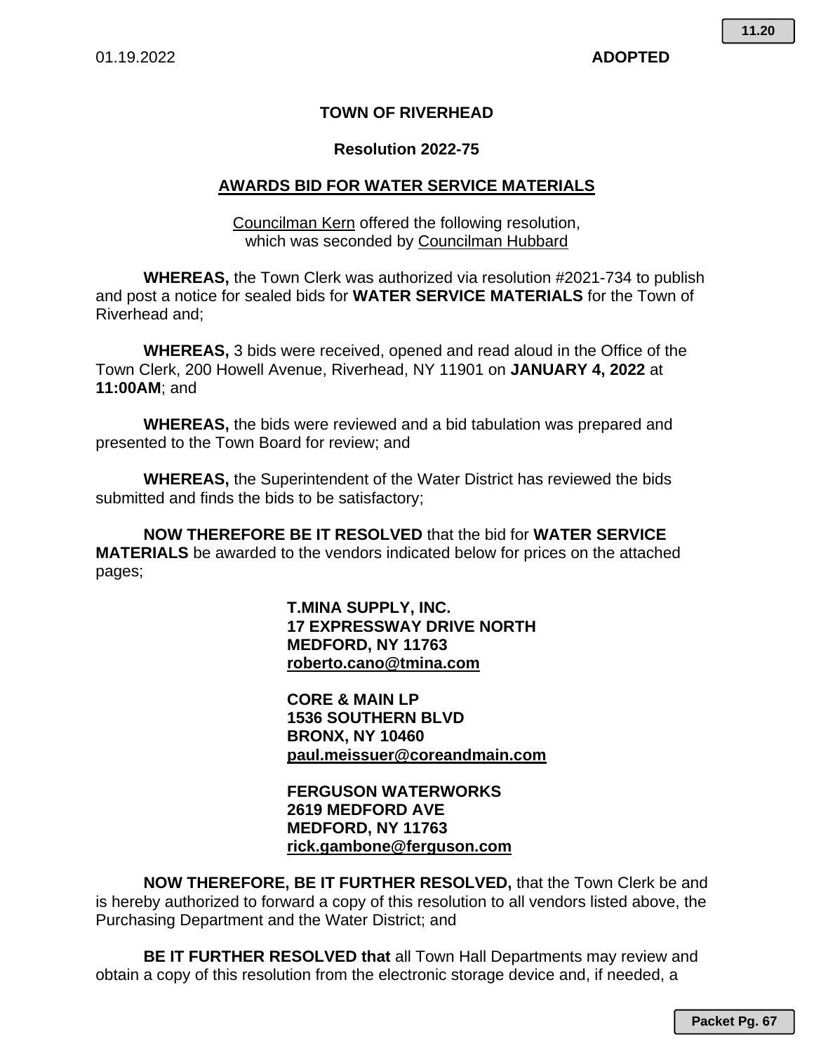01.19.2022 **ADOPTED**

# TOWN OF RIVERHEAD

## Resolution 2022-75

## AWARDS BID FOR WATER SERVICE MATERIALS

Councilman Kern offered the following resolution, which was seconded by Councilman Hubbard

**WHEREAS,** the Town Clerk was authorized via resolution #2021-734 to publish and post a notice for sealed bids for **WATER SERVICE MATERIALS** for the Town of Riverhead and;

**WHEREAS,** 3 bids were received, opened and read aloud in the Office of the Town Clerk, 200 Howell Avenue, Riverhead, NY 11901 on **JANUARY 4, 2022** at **11:00AM**; and

**WHEREAS,** the bids were reviewed and a bid tabulation was prepared and presented to the Town Board for review; and

**WHEREAS,** the Superintendent of the Water District has reviewed the bids submitted and finds the bids to be satisfactory;

**NOW THEREFORE BE IT RESOLVED** that the bid for **WATER SERVICE MATERIALS** be awarded to the vendors indicated below for prices on the attached pages;

**T.MINA SUPPLY, INC.**
**17 EXPRESSWAY DRIVE NORTH**
**MEDFORD, NY 11763**
**roberto.cano@tmina.com**

**CORE & MAIN LP**
**1536 SOUTHERN BLVD**
**BRONX, NY 10460**
**paul.meissuer@coreandmain.com**

**FERGUSON WATERWORKS**
**2619 MEDFORD AVE**
**MEDFORD, NY 11763**
**rick.gambone@ferguson.com**

**NOW THEREFORE, BE IT FURTHER RESOLVED,** that the Town Clerk be and is hereby authorized to forward a copy of this resolution to all vendors listed above, the Purchasing Department and the Water District; and

**BE IT FURTHER RESOLVED that** all Town Hall Departments may review and obtain a copy of this resolution from the electronic storage device and, if needed, a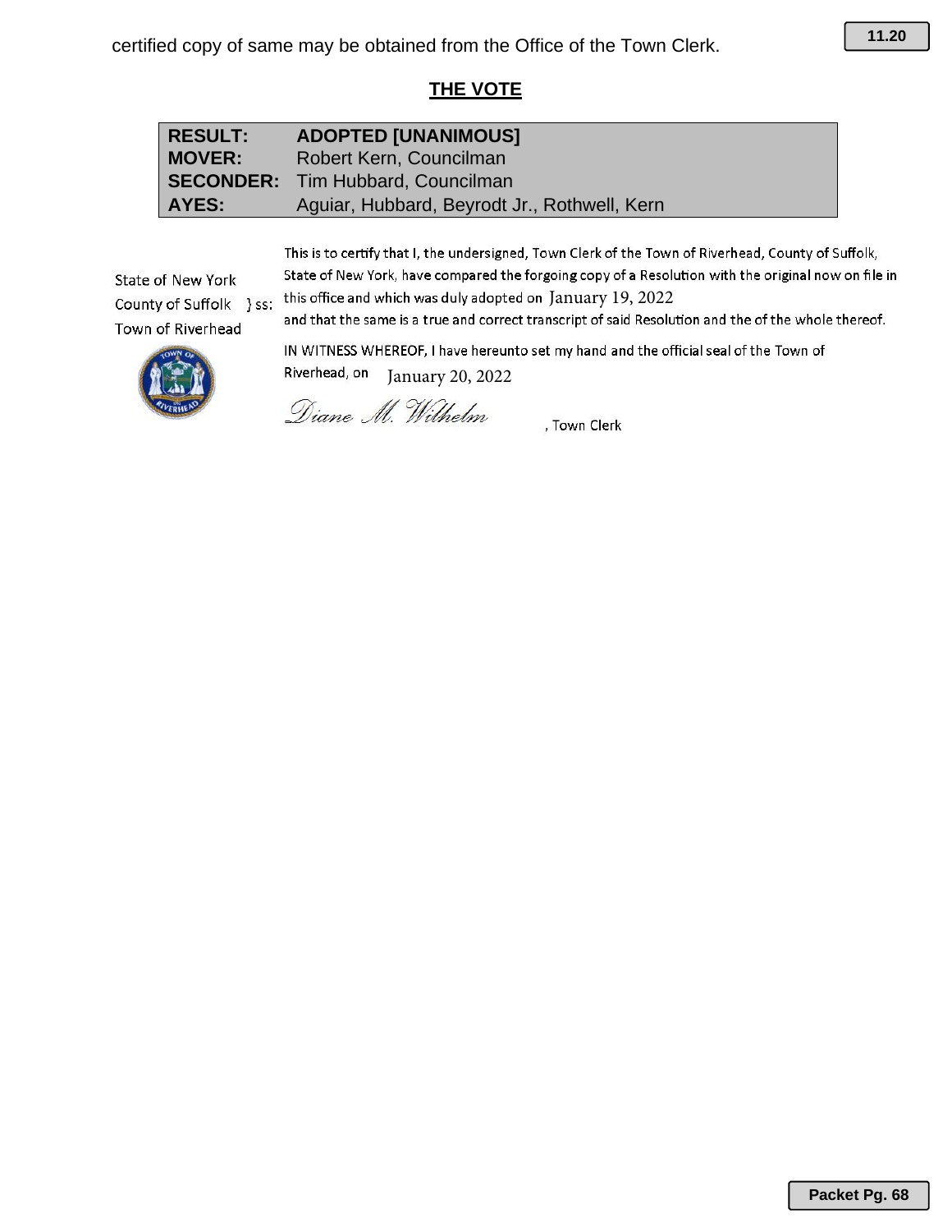certified copy of same may be obtained from the Office of the Town Clerk.

## THE VOTE

| | |
|---|---|
| **RESULT:** | **ADOPTED [UNANIMOUS]** |
| **MOVER:** | Robert Kern, Councilman |
| **SECONDER:** | Tim Hubbard, Councilman |
| **AYES:** | Aguiar, Hubbard, Beyrodt Jr., Rothwell, Kern |

State of New York
County of Suffolk } ss:
Town of Riverhead

This is to certify that I, the undersigned, Town Clerk of the Town of Riverhead, County of Suffolk, State of New York, have compared the forgoing copy of a Resolution with the original now on file in this office and which was duly adopted on January 19, 2022 and that the same is a true and correct transcript of said Resolution and the of the whole thereof.

IN WITNESS WHEREOF, I have hereunto set my hand and the official seal of the Town of Riverhead, on January 20, 2022

*Diane M. Wilhelm*, Town Clerk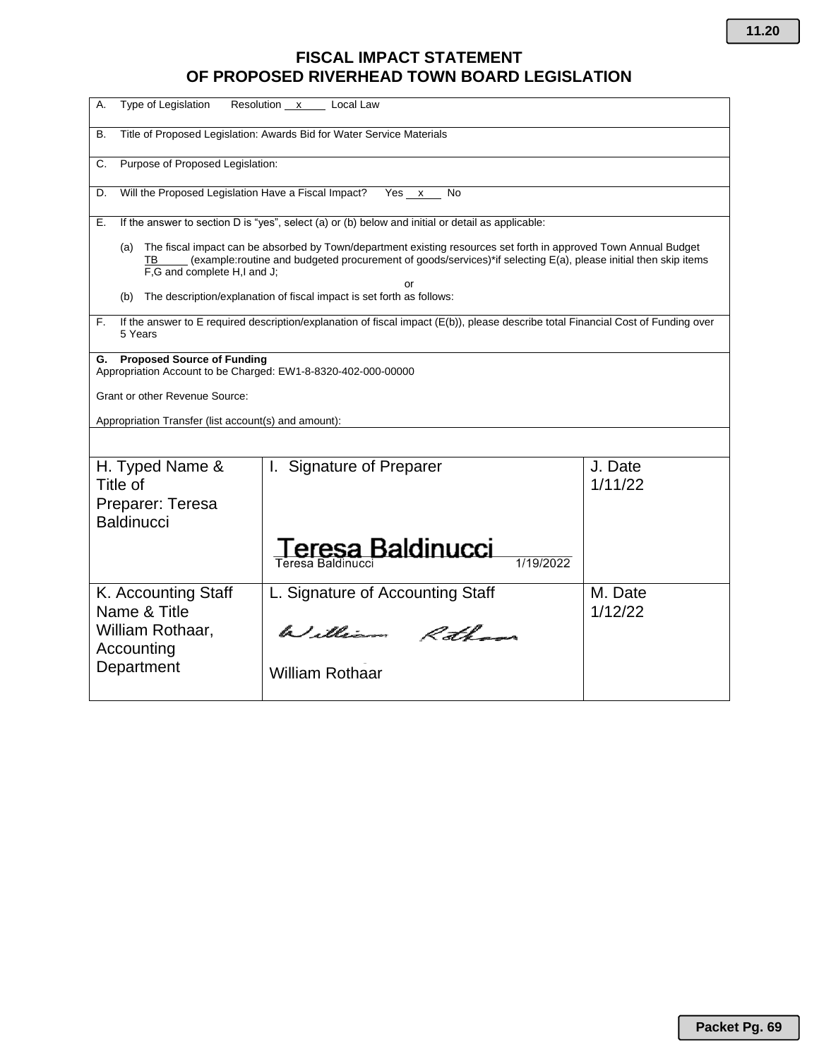# FISCAL IMPACT STATEMENT
# OF PROPOSED RIVERHEAD TOWN BOARD LEGISLATION

A. Type of Legislation Resolution \_\_x\_\_\_\_ Local Law

B. Title of Proposed Legislation: Awards Bid for Water Service Materials

C. Purpose of Proposed Legislation:

D. Will the Proposed Legislation Have a Fiscal Impact? Yes \_\_x\_\_\_ No

E. If the answer to section D is "yes", select (a) or (b) below and initial or detail as applicable:

(a) The fiscal impact can be absorbed by Town/department existing resources set forth in approved Town Annual Budget TB\_\_\_\_\_ (example:routine and budgeted procurement of goods/services)*if selecting E(a), please initial then skip items F,G and complete H,I and J;

or

(b) The description/explanation of fiscal impact is set forth as follows:

F. If the answer to E required description/explanation of fiscal impact (E(b)), please describe total Financial Cost of Funding over 5 Years

**G. Proposed Source of Funding**
Appropriation Account to be Charged: EW1-8-8320-402-000-00000

Grant or other Revenue Source:

Appropriation Transfer (list account(s) and amount):

| H. Typed Name & Title of Preparer: Teresa Baldinucci | I. Signature of Preparer<br>Teresa Baldinucci<br>Teresa Baldinucci 1/19/2022 | J. Date 1/11/22 |
|---|---|---|
| K. Accounting Staff Name & Title William Rothaar, Accounting Department | L. Signature of Accounting Staff<br>William Rothaar<br>William Rothaar | M. Date 1/12/22 |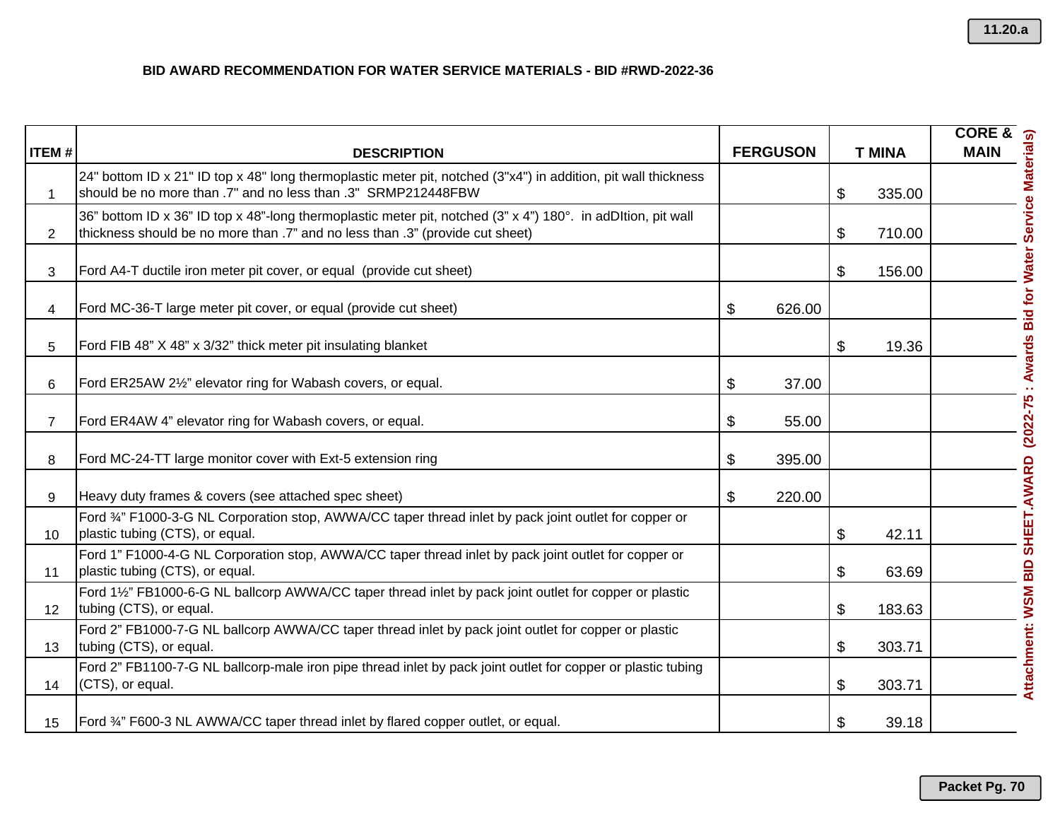**BID AWARD RECOMMENDATION FOR WATER SERVICE MATERIALS - BID #RWD-2022-36**

| ITEM # | DESCRIPTION | FERGUSON | T MINA | CORE & MAIN |
|---|---|---|---|---|
| 1 | 24" bottom ID x 21" ID top x 48" long thermoplastic meter pit, notched (3"x4") in addition, pit wall thickness should be no more than .7" and no less than .3" SRMP212448FBW | | $ 335.00 | |
| 2 | 36" bottom ID x 36" ID top x 48"-long thermoplastic meter pit, notched (3" x 4") 180°. in adDItion, pit wall thickness should be no more than .7" and no less than .3" (provide cut sheet) | | $ 710.00 | |
| 3 | Ford A4-T ductile iron meter pit cover, or equal (provide cut sheet) | | $ 156.00 | |
| 4 | Ford MC-36-T large meter pit cover, or equal (provide cut sheet) | $ 626.00 | | |
| 5 | Ford FIB 48" X 48" x 3/32" thick meter pit insulating blanket | | $ 19.36 | |
| 6 | Ford ER25AW 2½" elevator ring for Wabash covers, or equal. | $ 37.00 | | |
| 7 | Ford ER4AW 4" elevator ring for Wabash covers, or equal. | $ 55.00 | | |
| 8 | Ford MC-24-TT large monitor cover with Ext-5 extension ring | $ 395.00 | | |
| 9 | Heavy duty frames & covers (see attached spec sheet) | $ 220.00 | | |
| 10 | Ford ¾" F1000-3-G NL Corporation stop, AWWA/CC taper thread inlet by pack joint outlet for copper or plastic tubing (CTS), or equal. | | $ 42.11 | |
| 11 | Ford 1" F1000-4-G NL Corporation stop, AWWA/CC taper thread inlet by pack joint outlet for copper or plastic tubing (CTS), or equal. | | $ 63.69 | |
| 12 | Ford 1½" FB1000-6-G NL ballcorp AWWA/CC taper thread inlet by pack joint outlet for copper or plastic tubing (CTS), or equal. | | $ 183.63 | |
| 13 | Ford 2" FB1000-7-G NL ballcorp AWWA/CC taper thread inlet by pack joint outlet for copper or plastic tubing (CTS), or equal. | | $ 303.71 | |
| 14 | Ford 2" FB1100-7-G NL ballcorp-male iron pipe thread inlet by pack joint outlet for copper or plastic tubing (CTS), or equal. | | $ 303.71 | |
| 15 | Ford ¾" F600-3 NL AWWA/CC taper thread inlet by flared copper outlet, or equal. | | $ 39.18 | |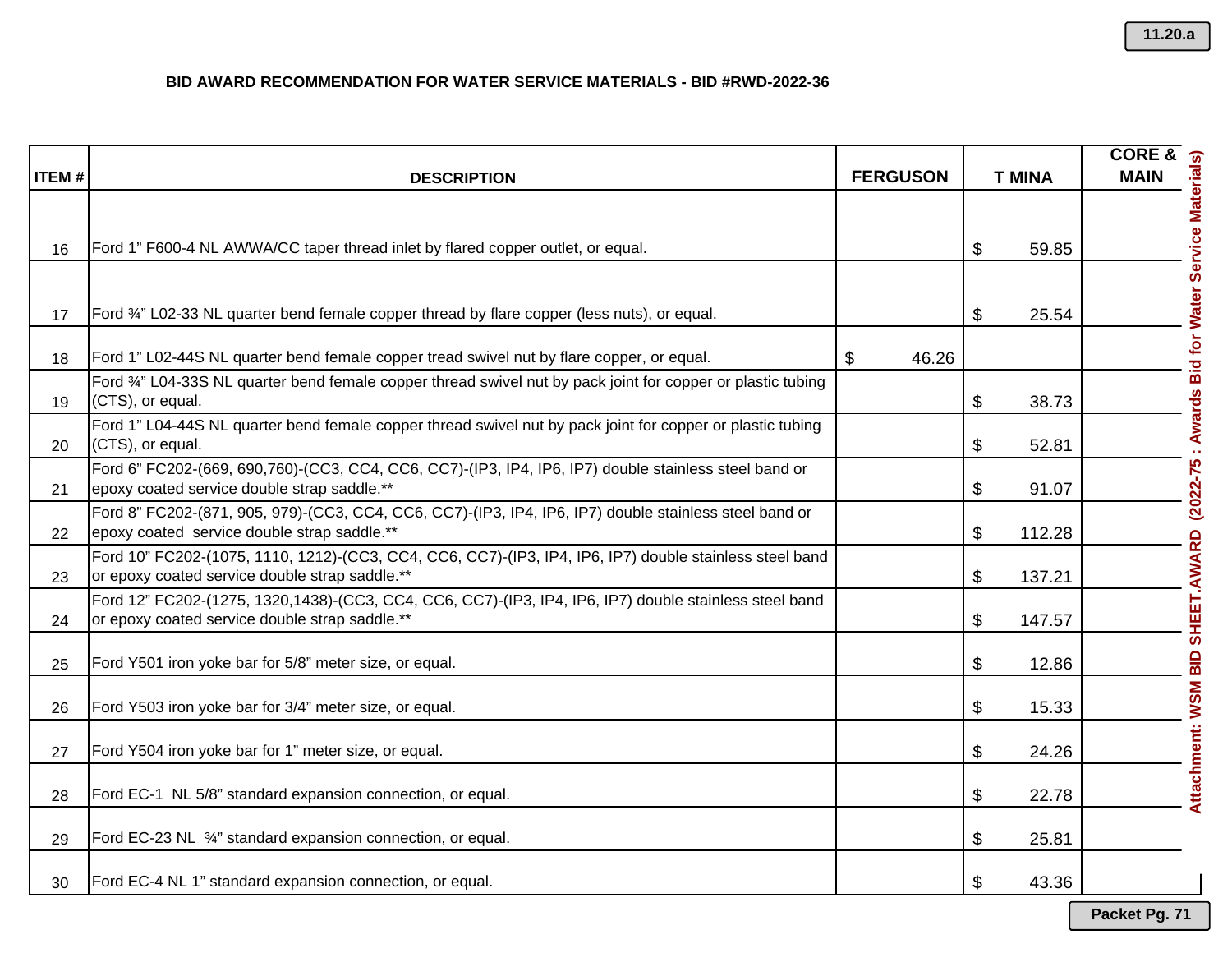**BID AWARD RECOMMENDATION FOR WATER SERVICE MATERIALS - BID #RWD-2022-36**

| ITEM # | DESCRIPTION | FERGUSON | T MINA | CORE & MAIN |
|---|---|---|---|---|
| 16 | Ford 1” F600-4 NL AWWA/CC taper thread inlet by flared copper outlet, or equal. | | $ 59.85 | |
| 17 | Ford ¾” L02-33 NL quarter bend female copper thread by flare copper (less nuts), or equal. | | $ 25.54 | |
| 18 | Ford 1” L02-44S NL quarter bend female copper tread swivel nut by flare copper, or equal. | $ 46.26 | | |
| 19 | Ford ¾” L04-33S NL quarter bend female copper thread swivel nut by pack joint for copper or plastic tubing (CTS), or equal. | | $ 38.73 | |
| 20 | Ford 1” L04-44S NL quarter bend female copper thread swivel nut by pack joint for copper or plastic tubing (CTS), or equal. | | $ 52.81 | |
| 21 | Ford 6” FC202-(669, 690,760)-(CC3, CC4, CC6, CC7)-(IP3, IP4, IP6, IP7) double stainless steel band or epoxy coated service double strap saddle.** | | $ 91.07 | |
| 22 | Ford 8” FC202-(871, 905, 979)-(CC3, CC4, CC6, CC7)-(IP3, IP4, IP6, IP7) double stainless steel band or epoxy coated service double strap saddle.** | | $ 112.28 | |
| 23 | Ford 10” FC202-(1075, 1110, 1212)-(CC3, CC4, CC6, CC7)-(IP3, IP4, IP6, IP7) double stainless steel band or epoxy coated service double strap saddle.** | | $ 137.21 | |
| 24 | Ford 12” FC202-(1275, 1320,1438)-(CC3, CC4, CC6, CC7)-(IP3, IP4, IP6, IP7) double stainless steel band or epoxy coated service double strap saddle.** | | $ 147.57 | |
| 25 | Ford Y501 iron yoke bar for 5/8” meter size, or equal. | | $ 12.86 | |
| 26 | Ford Y503 iron yoke bar for 3/4” meter size, or equal. | | $ 15.33 | |
| 27 | Ford Y504 iron yoke bar for 1” meter size, or equal. | | $ 24.26 | |
| 28 | Ford EC-1 NL 5/8” standard expansion connection, or equal. | | $ 22.78 | |
| 29 | Ford EC-23 NL ¾” standard expansion connection, or equal. | | $ 25.81 | |
| 30 | Ford EC-4 NL 1” standard expansion connection, or equal. | | $ 43.36 | |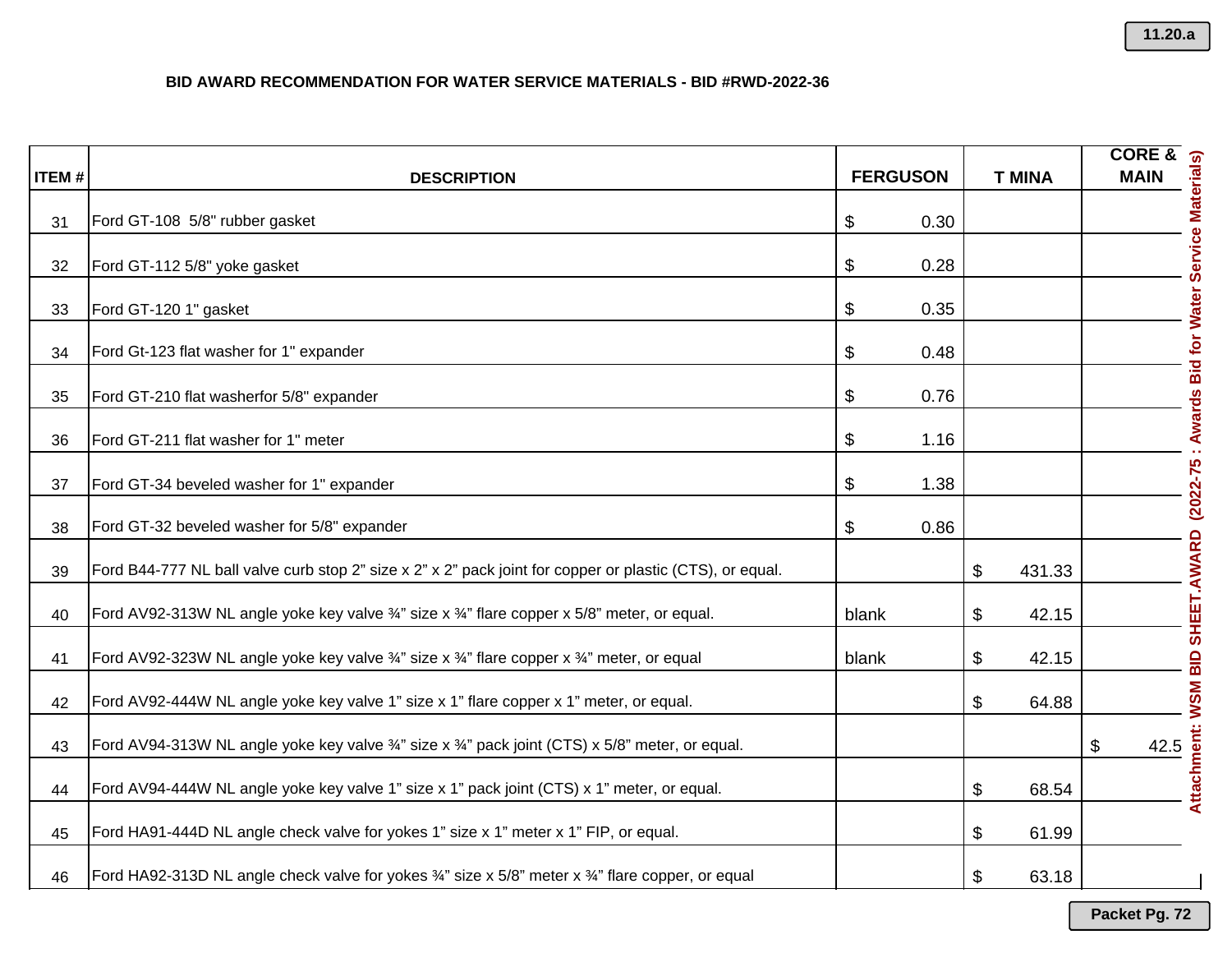**BID AWARD RECOMMENDATION FOR WATER SERVICE MATERIALS - BID #RWD-2022-36**

| ITEM # | DESCRIPTION | FERGUSON | T MINA | CORE & MAIN |
|---|---|---|---|---|
| 31 | Ford GT-108 5/8" rubber gasket | $ 0.30 | | |
| 32 | Ford GT-112 5/8" yoke gasket | $ 0.28 | | |
| 33 | Ford GT-120 1" gasket | $ 0.35 | | |
| 34 | Ford Gt-123 flat washer for 1" expander | $ 0.48 | | |
| 35 | Ford GT-210 flat washerfor 5/8" expander | $ 0.76 | | |
| 36 | Ford GT-211 flat washer for 1" meter | $ 1.16 | | |
| 37 | Ford GT-34 beveled washer for 1" expander | $ 1.38 | | |
| 38 | Ford GT-32 beveled washer for 5/8" expander | $ 0.86 | | |
| 39 | Ford B44-777 NL ball valve curb stop 2" size x 2" x 2" pack joint for copper or plastic (CTS), or equal. | | $ 431.33 | |
| 40 | Ford AV92-313W NL angle yoke key valve ¾" size x ¾" flare copper x 5/8" meter, or equal. | blank | $ 42.15 | |
| 41 | Ford AV92-323W NL angle yoke key valve ¾" size x ¾" flare copper x ¾" meter, or equal | blank | $ 42.15 | |
| 42 | Ford AV92-444W NL angle yoke key valve 1" size x 1" flare copper x 1" meter, or equal. | | $ 64.88 | |
| 43 | Ford AV94-313W NL angle yoke key valve ¾" size x ¾" pack joint (CTS) x 5/8" meter, or equal. | | | $ 42.5 |
| 44 | Ford AV94-444W NL angle yoke key valve 1" size x 1" pack joint (CTS) x 1" meter, or equal. | | $ 68.54 | |
| 45 | Ford HA91-444D NL angle check valve for yokes 1" size x 1" meter x 1" FIP, or equal. | | $ 61.99 | |
| 46 | Ford HA92-313D NL angle check valve for yokes ¾" size x 5/8" meter x ¾" flare copper, or equal | | $ 63.18 | |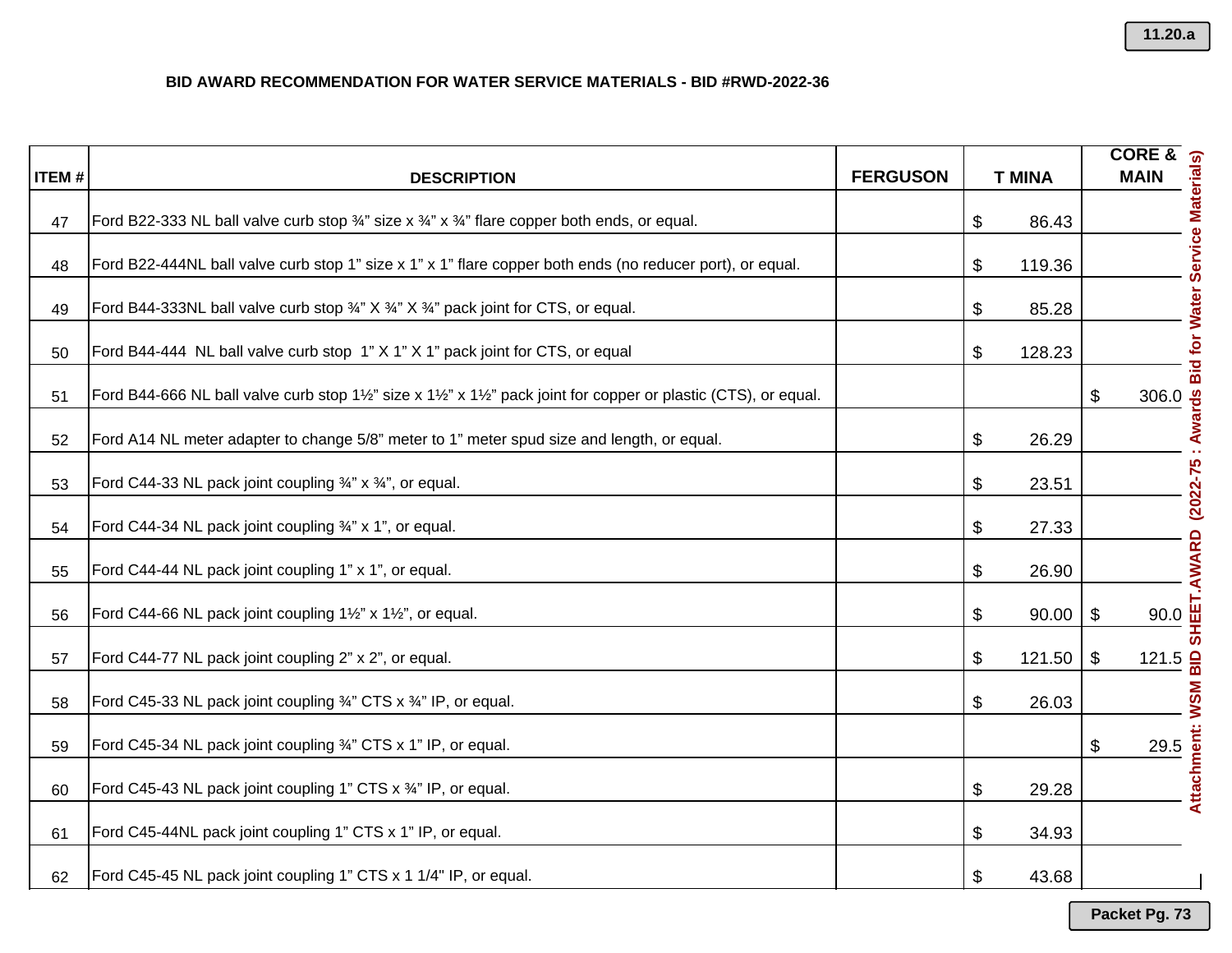**BID AWARD RECOMMENDATION FOR WATER SERVICE MATERIALS - BID #RWD-2022-36**

| ITEM # | DESCRIPTION | FERGUSON | T MINA | CORE & MAIN |
|---|---|---|---|---|
| 47 | Ford B22-333 NL ball valve curb stop ¾" size x ¾" x ¾" flare copper both ends, or equal. | | $ 86.43 | |
| 48 | Ford B22-444NL ball valve curb stop 1" size x 1" x 1" flare copper both ends (no reducer port), or equal. | | $ 119.36 | |
| 49 | Ford B44-333NL ball valve curb stop ¾" X ¾" X ¾" pack joint for CTS, or equal. | | $ 85.28 | |
| 50 | Ford B44-444 NL ball valve curb stop 1" X 1" X 1" pack joint for CTS, or equal | | $ 128.23 | |
| 51 | Ford B44-666 NL ball valve curb stop 1½" size x 1½" x 1½" pack joint for copper or plastic (CTS), or equal. | | | $ 306.0 |
| 52 | Ford A14 NL meter adapter to change 5/8" meter to 1" meter spud size and length, or equal. | | $ 26.29 | |
| 53 | Ford C44-33 NL pack joint coupling ¾" x ¾", or equal. | | $ 23.51 | |
| 54 | Ford C44-34 NL pack joint coupling ¾" x 1", or equal. | | $ 27.33 | |
| 55 | Ford C44-44 NL pack joint coupling 1" x 1", or equal. | | $ 26.90 | |
| 56 | Ford C44-66 NL pack joint coupling 1½" x 1½", or equal. | | $ 90.00 | $ 90.0 |
| 57 | Ford C44-77 NL pack joint coupling 2" x 2", or equal. | | $ 121.50 | $ 121.5 |
| 58 | Ford C45-33 NL pack joint coupling ¾" CTS x ¾" IP, or equal. | | $ 26.03 | |
| 59 | Ford C45-34 NL pack joint coupling ¾" CTS x 1" IP, or equal. | | | $ 29.5 |
| 60 | Ford C45-43 NL pack joint coupling 1" CTS x ¾" IP, or equal. | | $ 29.28 | |
| 61 | Ford C45-44NL pack joint coupling 1" CTS x 1" IP, or equal. | | $ 34.93 | |
| 62 | Ford C45-45 NL pack joint coupling 1" CTS x 1 1/4" IP, or equal. | | $ 43.68 | |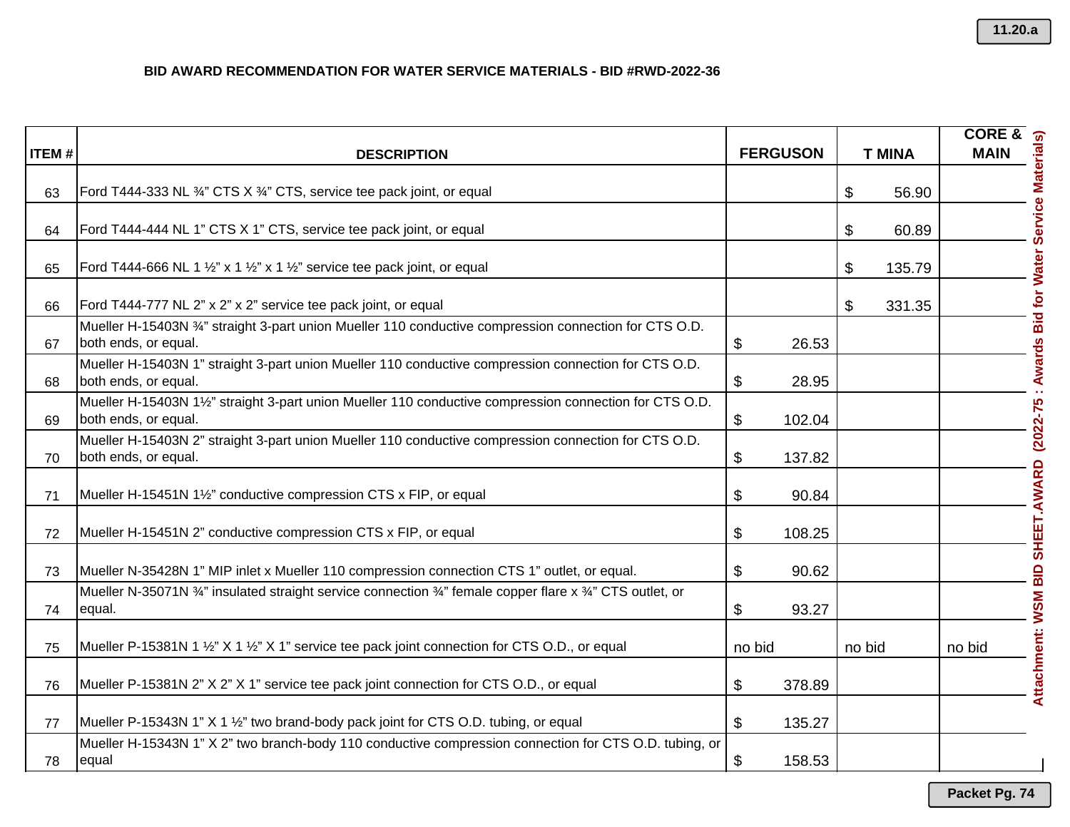**BID AWARD RECOMMENDATION FOR WATER SERVICE MATERIALS - BID #RWD-2022-36**

| ITEM # | DESCRIPTION | FERGUSON | T MINA | CORE & MAIN |
|---|---|---|---|---|
| 63 | Ford T444-333 NL ¾" CTS X ¾" CTS, service tee pack joint, or equal | | $ 56.90 | |
| 64 | Ford T444-444 NL 1" CTS X 1" CTS, service tee pack joint, or equal | | $ 60.89 | |
| 65 | Ford T444-666 NL 1 ½" x 1 ½" x 1 ½" service tee pack joint, or equal | | $ 135.79 | |
| 66 | Ford T444-777 NL 2" x 2" x 2" service tee pack joint, or equal | | $ 331.35 | |
| 67 | Mueller H-15403N ¾" straight 3-part union Mueller 110 conductive compression connection for CTS O.D. both ends, or equal. | $ 26.53 | | |
| 68 | Mueller H-15403N 1" straight 3-part union Mueller 110 conductive compression connection for CTS O.D. both ends, or equal. | $ 28.95 | | |
| 69 | Mueller H-15403N 1½" straight 3-part union Mueller 110 conductive compression connection for CTS O.D. both ends, or equal. | $ 102.04 | | |
| 70 | Mueller H-15403N 2" straight 3-part union Mueller 110 conductive compression connection for CTS O.D. both ends, or equal. | $ 137.82 | | |
| 71 | Mueller H-15451N 1½" conductive compression CTS x FIP, or equal | $ 90.84 | | |
| 72 | Mueller H-15451N 2" conductive compression CTS x FIP, or equal | $ 108.25 | | |
| 73 | Mueller N-35428N 1" MIP inlet x Mueller 110 compression connection CTS 1" outlet, or equal. | $ 90.62 | | |
| 74 | Mueller N-35071N ¾" insulated straight service connection ¾" female copper flare x ¾" CTS outlet, or equal. | $ 93.27 | | |
| 75 | Mueller P-15381N 1 ½" X 1 ½" X 1" service tee pack joint connection for CTS O.D., or equal | no bid | no bid | no bid |
| 76 | Mueller P-15381N 2" X 2" X 1" service tee pack joint connection for CTS O.D., or equal | $ 378.89 | | |
| 77 | Mueller P-15343N 1" X 1 ½" two brand-body pack joint for CTS O.D. tubing, or equal | $ 135.27 | | |
| 78 | Mueller H-15343N 1" X 2" two branch-body 110 conductive compression connection for CTS O.D. tubing, or equal | $ 158.53 | | |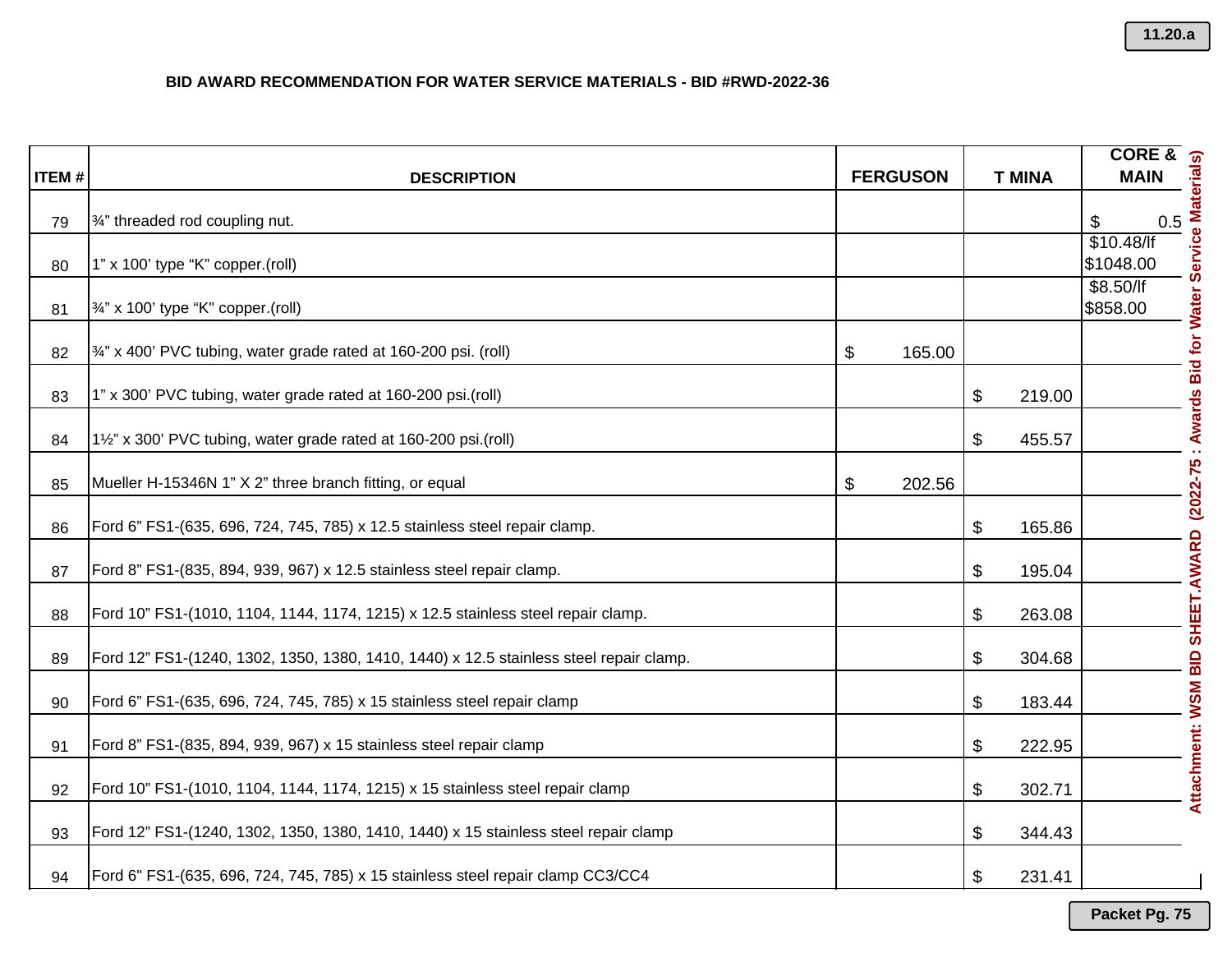**BID AWARD RECOMMENDATION FOR WATER SERVICE MATERIALS - BID #RWD-2022-36**

| ITEM # | DESCRIPTION | FERGUSON | T MINA | CORE & MAIN |
|---|---|---|---|---|
| 79 | ¾" threaded rod coupling nut. | | | $ 0.5 |
| 80 | 1" x 100' type "K" copper.(roll) | | | $10.48/lf $1048.00 |
| 81 | ¾" x 100' type "K" copper.(roll) | | | $8.50/lf $858.00 |
| 82 | ¾" x 400' PVC tubing, water grade rated at 160-200 psi. (roll) | $ 165.00 | | |
| 83 | 1" x 300' PVC tubing, water grade rated at 160-200 psi.(roll) | | $ 219.00 | |
| 84 | 1½" x 300' PVC tubing, water grade rated at 160-200 psi.(roll) | | $ 455.57 | |
| 85 | Mueller H-15346N 1" X 2" three branch fitting, or equal | $ 202.56 | | |
| 86 | Ford 6" FS1-(635, 696, 724, 745, 785) x 12.5 stainless steel repair clamp. | | $ 165.86 | |
| 87 | Ford 8" FS1-(835, 894, 939, 967) x 12.5 stainless steel repair clamp. | | $ 195.04 | |
| 88 | Ford 10" FS1-(1010, 1104, 1144, 1174, 1215) x 12.5 stainless steel repair clamp. | | $ 263.08 | |
| 89 | Ford 12" FS1-(1240, 1302, 1350, 1380, 1410, 1440) x 12.5 stainless steel repair clamp. | | $ 304.68 | |
| 90 | Ford 6" FS1-(635, 696, 724, 745, 785) x 15 stainless steel repair clamp | | $ 183.44 | |
| 91 | Ford 8" FS1-(835, 894, 939, 967) x 15 stainless steel repair clamp | | $ 222.95 | |
| 92 | Ford 10" FS1-(1010, 1104, 1144, 1174, 1215) x 15 stainless steel repair clamp | | $ 302.71 | |
| 93 | Ford 12" FS1-(1240, 1302, 1350, 1380, 1410, 1440) x 15 stainless steel repair clamp | | $ 344.43 | |
| 94 | Ford 6" FS1-(635, 696, 724, 745, 785) x 15 stainless steel repair clamp CC3/CC4 | | $ 231.41 | |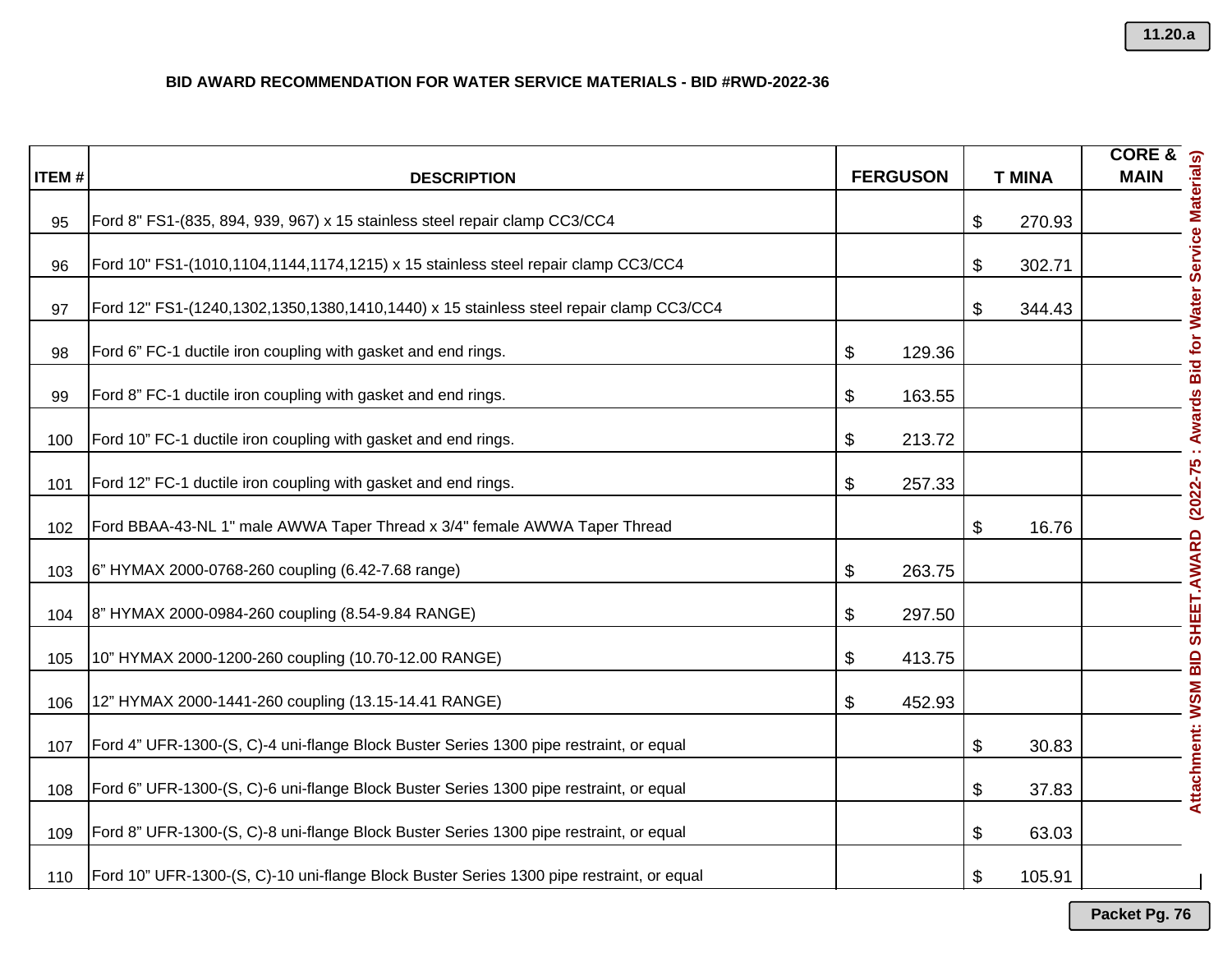**BID AWARD RECOMMENDATION FOR WATER SERVICE MATERIALS - BID #RWD-2022-36**

| ITEM # | DESCRIPTION | FERGUSON | T MINA | CORE & MAIN |
|---|---|---|---|---|
| 95 | Ford 8" FS1-(835, 894, 939, 967) x 15 stainless steel repair clamp CC3/CC4 | | $ 270.93 | |
| 96 | Ford 10" FS1-(1010,1104,1144,1174,1215) x 15 stainless steel repair clamp CC3/CC4 | | $ 302.71 | |
| 97 | Ford 12" FS1-(1240,1302,1350,1380,1410,1440) x 15 stainless steel repair clamp CC3/CC4 | | $ 344.43 | |
| 98 | Ford 6" FC-1 ductile iron coupling with gasket and end rings. | $ 129.36 | | |
| 99 | Ford 8" FC-1 ductile iron coupling with gasket and end rings. | $ 163.55 | | |
| 100 | Ford 10" FC-1 ductile iron coupling with gasket and end rings. | $ 213.72 | | |
| 101 | Ford 12" FC-1 ductile iron coupling with gasket and end rings. | $ 257.33 | | |
| 102 | Ford BBAA-43-NL 1" male AWWA Taper Thread x 3/4" female AWWA Taper Thread | | $ 16.76 | |
| 103 | 6" HYMAX 2000-0768-260 coupling (6.42-7.68 range) | $ 263.75 | | |
| 104 | 8" HYMAX 2000-0984-260 coupling (8.54-9.84 RANGE) | $ 297.50 | | |
| 105 | 10" HYMAX 2000-1200-260 coupling (10.70-12.00 RANGE) | $ 413.75 | | |
| 106 | 12" HYMAX 2000-1441-260 coupling (13.15-14.41 RANGE) | $ 452.93 | | |
| 107 | Ford 4" UFR-1300-(S, C)-4 uni-flange Block Buster Series 1300 pipe restraint, or equal | | $ 30.83 | |
| 108 | Ford 6" UFR-1300-(S, C)-6 uni-flange Block Buster Series 1300 pipe restraint, or equal | | $ 37.83 | |
| 109 | Ford 8" UFR-1300-(S, C)-8 uni-flange Block Buster Series 1300 pipe restraint, or equal | | $ 63.03 | |
| 110 | Ford 10" UFR-1300-(S, C)-10 uni-flange Block Buster Series 1300 pipe restraint, or equal | | $ 105.91 | |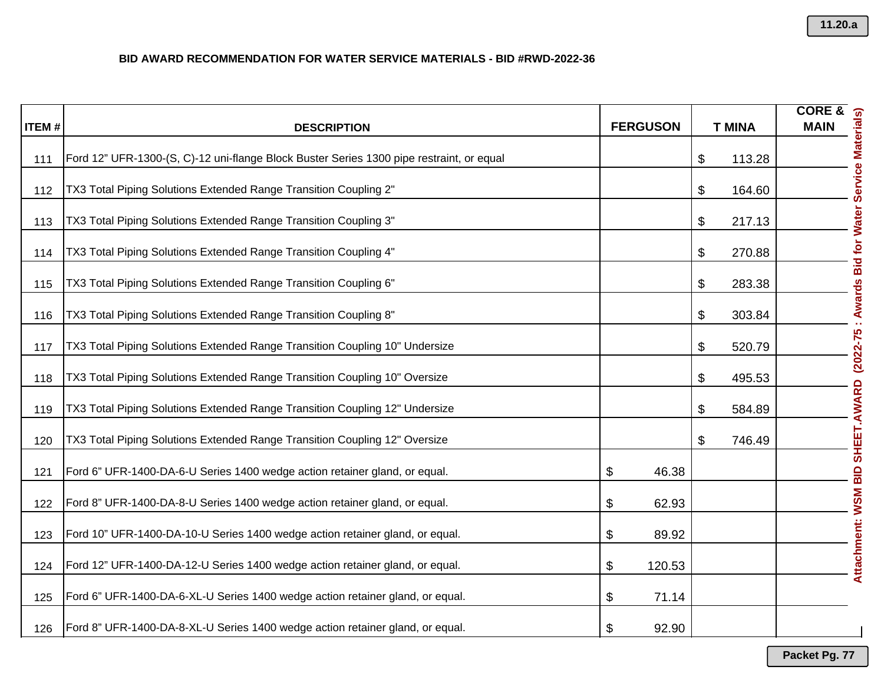**BID AWARD RECOMMENDATION FOR WATER SERVICE MATERIALS - BID #RWD-2022-36**

| ITEM # | DESCRIPTION | FERGUSON | T MINA | CORE & MAIN |
|---|---|---|---|---|
| 111 | Ford 12" UFR-1300-(S, C)-12 uni-flange Block Buster Series 1300 pipe restraint, or equal | | $ 113.28 | |
| 112 | TX3 Total Piping Solutions Extended Range Transition Coupling 2" | | $ 164.60 | |
| 113 | TX3 Total Piping Solutions Extended Range Transition Coupling 3" | | $ 217.13 | |
| 114 | TX3 Total Piping Solutions Extended Range Transition Coupling 4" | | $ 270.88 | |
| 115 | TX3 Total Piping Solutions Extended Range Transition Coupling 6" | | $ 283.38 | |
| 116 | TX3 Total Piping Solutions Extended Range Transition Coupling 8" | | $ 303.84 | |
| 117 | TX3 Total Piping Solutions Extended Range Transition Coupling 10" Undersize | | $ 520.79 | |
| 118 | TX3 Total Piping Solutions Extended Range Transition Coupling 10" Oversize | | $ 495.53 | |
| 119 | TX3 Total Piping Solutions Extended Range Transition Coupling 12" Undersize | | $ 584.89 | |
| 120 | TX3 Total Piping Solutions Extended Range Transition Coupling 12" Oversize | | $ 746.49 | |
| 121 | Ford 6" UFR-1400-DA-6-U Series 1400 wedge action retainer gland, or equal. | $ 46.38 | | |
| 122 | Ford 8" UFR-1400-DA-8-U Series 1400 wedge action retainer gland, or equal. | $ 62.93 | | |
| 123 | Ford 10" UFR-1400-DA-10-U Series 1400 wedge action retainer gland, or equal. | $ 89.92 | | |
| 124 | Ford 12" UFR-1400-DA-12-U Series 1400 wedge action retainer gland, or equal. | $ 120.53 | | |
| 125 | Ford 6" UFR-1400-DA-6-XL-U Series 1400 wedge action retainer gland, or equal. | $ 71.14 | | |
| 126 | Ford 8" UFR-1400-DA-8-XL-U Series 1400 wedge action retainer gland, or equal. | $ 92.90 | | |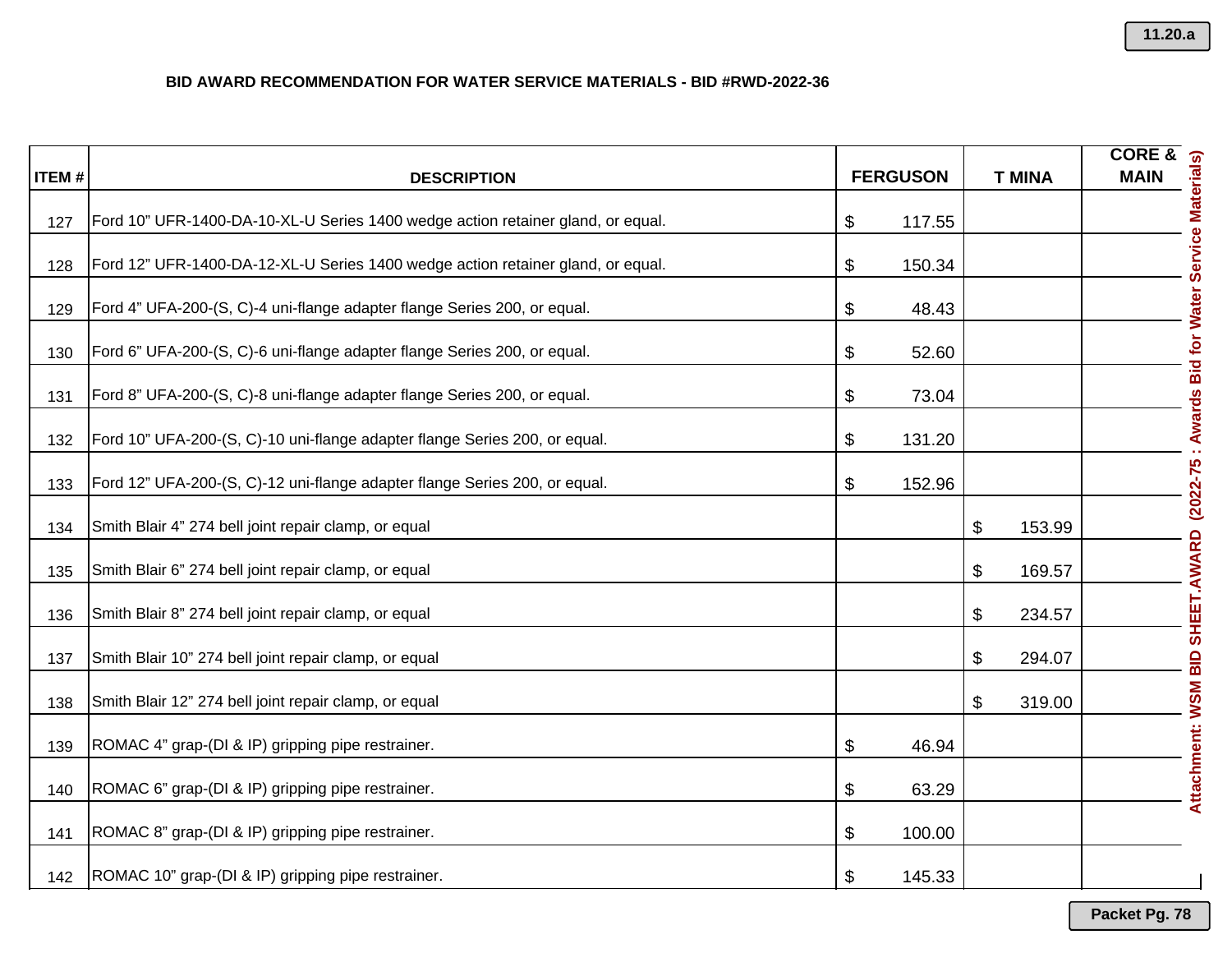**BID AWARD RECOMMENDATION FOR WATER SERVICE MATERIALS - BID #RWD-2022-36**

| ITEM # | DESCRIPTION | FERGUSON | T MINA | CORE & MAIN |
|---|---|---|---|---|
| 127 | Ford 10" UFR-1400-DA-10-XL-U Series 1400 wedge action retainer gland, or equal. | $ 117.55 | | |
| 128 | Ford 12" UFR-1400-DA-12-XL-U Series 1400 wedge action retainer gland, or equal. | $ 150.34 | | |
| 129 | Ford 4" UFA-200-(S, C)-4 uni-flange adapter flange Series 200, or equal. | $ 48.43 | | |
| 130 | Ford 6" UFA-200-(S, C)-6 uni-flange adapter flange Series 200, or equal. | $ 52.60 | | |
| 131 | Ford 8" UFA-200-(S, C)-8 uni-flange adapter flange Series 200, or equal. | $ 73.04 | | |
| 132 | Ford 10" UFA-200-(S, C)-10 uni-flange adapter flange Series 200, or equal. | $ 131.20 | | |
| 133 | Ford 12" UFA-200-(S, C)-12 uni-flange adapter flange Series 200, or equal. | $ 152.96 | | |
| 134 | Smith Blair 4" 274 bell joint repair clamp, or equal | | $ 153.99 | |
| 135 | Smith Blair 6" 274 bell joint repair clamp, or equal | | $ 169.57 | |
| 136 | Smith Blair 8" 274 bell joint repair clamp, or equal | | $ 234.57 | |
| 137 | Smith Blair 10" 274 bell joint repair clamp, or equal | | $ 294.07 | |
| 138 | Smith Blair 12" 274 bell joint repair clamp, or equal | | $ 319.00 | |
| 139 | ROMAC 4" grap-(DI & IP) gripping pipe restrainer. | $ 46.94 | | |
| 140 | ROMAC 6" grap-(DI & IP) gripping pipe restrainer. | $ 63.29 | | |
| 141 | ROMAC 8" grap-(DI & IP) gripping pipe restrainer. | $ 100.00 | | |
| 142 | ROMAC 10" grap-(DI & IP) gripping pipe restrainer. | $ 145.33 | | |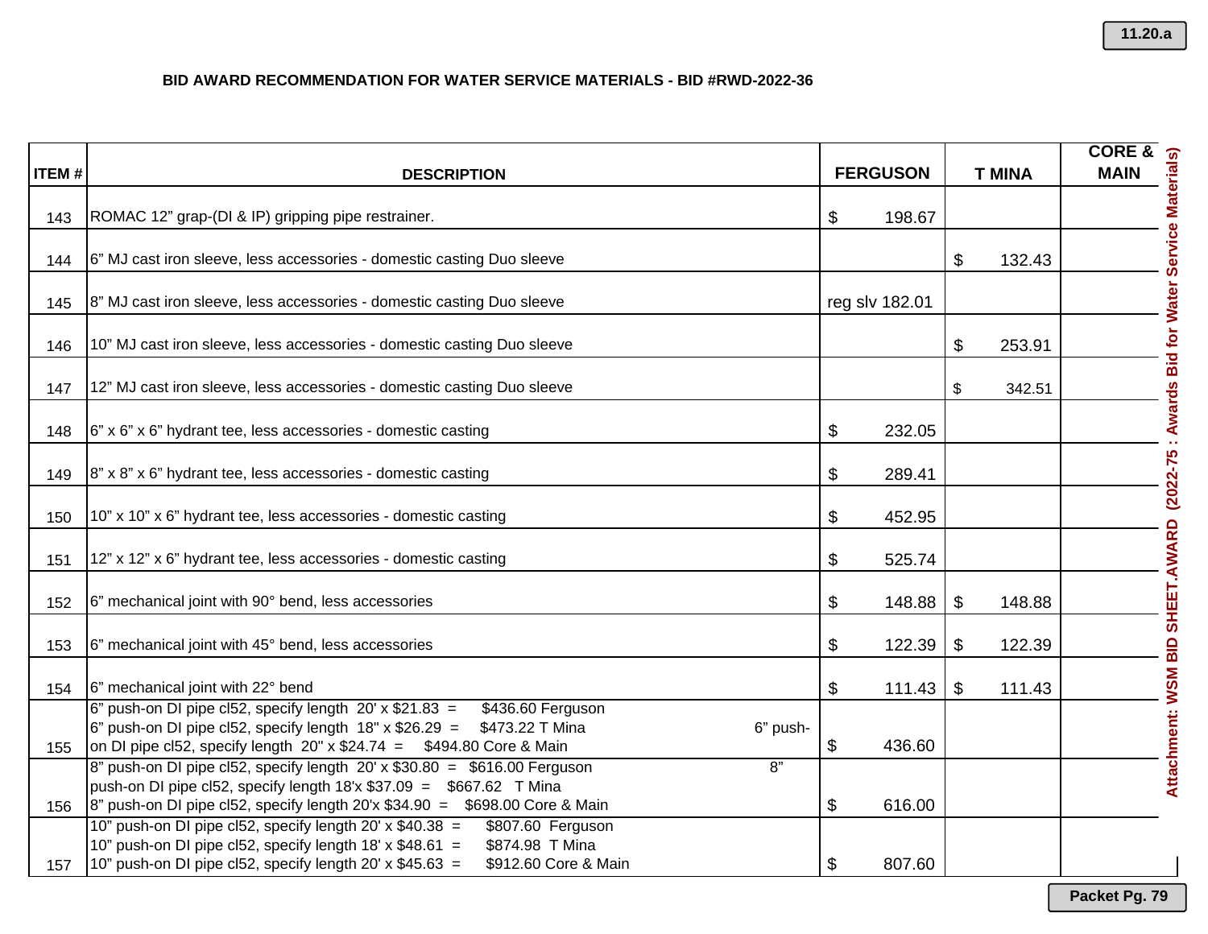## BID AWARD RECOMMENDATION FOR WATER SERVICE MATERIALS - BID #RWD-2022-36

| ITEM # | DESCRIPTION | FERGUSON | T MINA | CORE & MAIN |
|---|---|---|---|---|
| 143 | ROMAC 12" grap-(DI & IP) gripping pipe restrainer. | $ 198.67 | | |
| 144 | 6" MJ cast iron sleeve, less accessories - domestic casting Duo sleeve | | $ 132.43 | |
| 145 | 8" MJ cast iron sleeve, less accessories - domestic casting Duo sleeve | reg slv 182.01 | | |
| 146 | 10" MJ cast iron sleeve, less accessories - domestic casting Duo sleeve | | $ 253.91 | |
| 147 | 12" MJ cast iron sleeve, less accessories - domestic casting Duo sleeve | | $ 342.51 | |
| 148 | 6" x 6" x 6" hydrant tee, less accessories - domestic casting | $ 232.05 | | |
| 149 | 8" x 8" x 6" hydrant tee, less accessories - domestic casting | $ 289.41 | | |
| 150 | 10" x 10" x 6" hydrant tee, less accessories - domestic casting | $ 452.95 | | |
| 151 | 12" x 12" x 6" hydrant tee, less accessories - domestic casting | $ 525.74 | | |
| 152 | 6" mechanical joint with 90° bend, less accessories | $ 148.88 | $ 148.88 | |
| 153 | 6" mechanical joint with 45° bend, less accessories | $ 122.39 | $ 122.39 | |
| 154 | 6" mechanical joint with 22° bend | $ 111.43 | $ 111.43 | |
| 155 | 6" push-on DI pipe cl52, specify length 20' x $21.83 = $436.60 Ferguson<br>6" push-on DI pipe cl52, specify length 18" x $26.29 = $473.22 T Mina<br>6" push-on DI pipe cl52, specify length 20" x $24.74 = $494.80 Core & Main | $ 436.60 | | |
| 156 | 8" push-on DI pipe cl52, specify length 20' x $30.80 = $616.00 Ferguson<br>8" push-on DI pipe cl52, specify length 18'x $37.09 = $667.62 T Mina<br>8" push-on DI pipe cl52, specify length 20'x $34.90 = $698.00 Core & Main | $ 616.00 | | |
| 157 | 10" push-on DI pipe cl52, specify length 20' x $40.38 = $807.60 Ferguson<br>10" push-on DI pipe cl52, specify length 18' x $48.61 = $874.98 T Mina<br>10" push-on DI pipe cl52, specify length 20' x $45.63 = $912.60 Core & Main | $ 807.60 | | |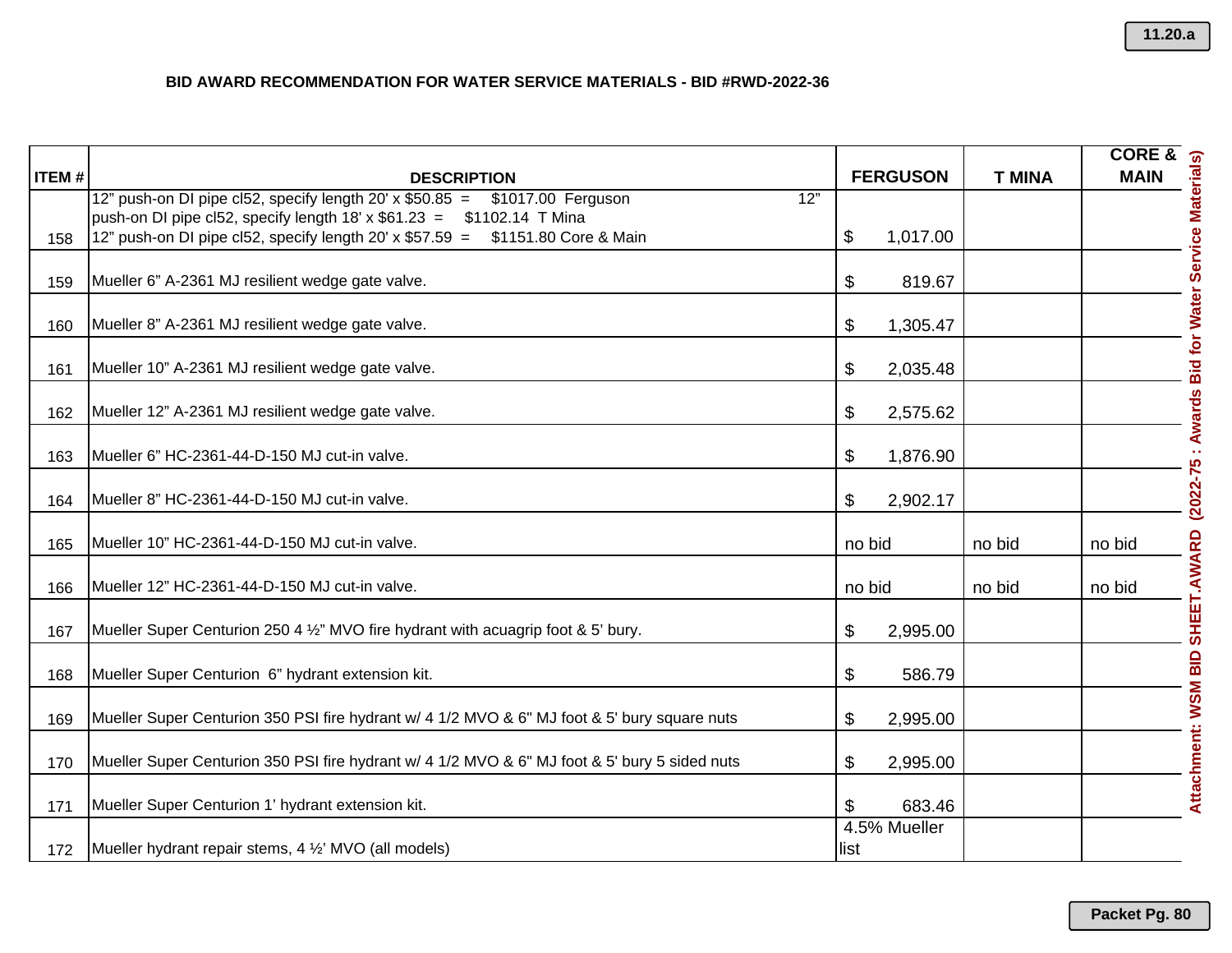**BID AWARD RECOMMENDATION FOR WATER SERVICE MATERIALS - BID #RWD-2022-36**

| ITEM # | DESCRIPTION | FERGUSON | T MINA | CORE & MAIN |
|---|---|---|---|---|
| 158 | 12" push-on DI pipe cl52, specify length 20' x $50.85 = $1017.00 Ferguson 12" push-on DI pipe cl52, specify length 18' x $61.23 = $1102.14 T Mina 12" push-on DI pipe cl52, specify length 20' x $57.59 = $1151.80 Core & Main | $ 1,017.00 | | |
| 159 | Mueller 6" A-2361 MJ resilient wedge gate valve. | $ 819.67 | | |
| 160 | Mueller 8" A-2361 MJ resilient wedge gate valve. | $ 1,305.47 | | |
| 161 | Mueller 10" A-2361 MJ resilient wedge gate valve. | $ 2,035.48 | | |
| 162 | Mueller 12" A-2361 MJ resilient wedge gate valve. | $ 2,575.62 | | |
| 163 | Mueller 6" HC-2361-44-D-150 MJ cut-in valve. | $ 1,876.90 | | |
| 164 | Mueller 8" HC-2361-44-D-150 MJ cut-in valve. | $ 2,902.17 | | |
| 165 | Mueller 10" HC-2361-44-D-150 MJ cut-in valve. | no bid | no bid | no bid |
| 166 | Mueller 12" HC-2361-44-D-150 MJ cut-in valve. | no bid | no bid | no bid |
| 167 | Mueller Super Centurion 250 4 ½" MVO fire hydrant with acuagrip foot & 5' bury. | $ 2,995.00 | | |
| 168 | Mueller Super Centurion 6" hydrant extension kit. | $ 586.79 | | |
| 169 | Mueller Super Centurion 350 PSI fire hydrant w/ 4 1/2 MVO & 6" MJ foot & 5' bury square nuts | $ 2,995.00 | | |
| 170 | Mueller Super Centurion 350 PSI fire hydrant w/ 4 1/2 MVO & 6" MJ foot & 5' bury 5 sided nuts | $ 2,995.00 | | |
| 171 | Mueller Super Centurion 1' hydrant extension kit. | $ 683.46 | | |
| 172 | Mueller hydrant repair stems, 4 ½' MVO (all models) | 4.5% Mueller list | | |

Attachment: WSM BID SHEET.AWARD (2022-75 : Awards Bid for Water Service Materials)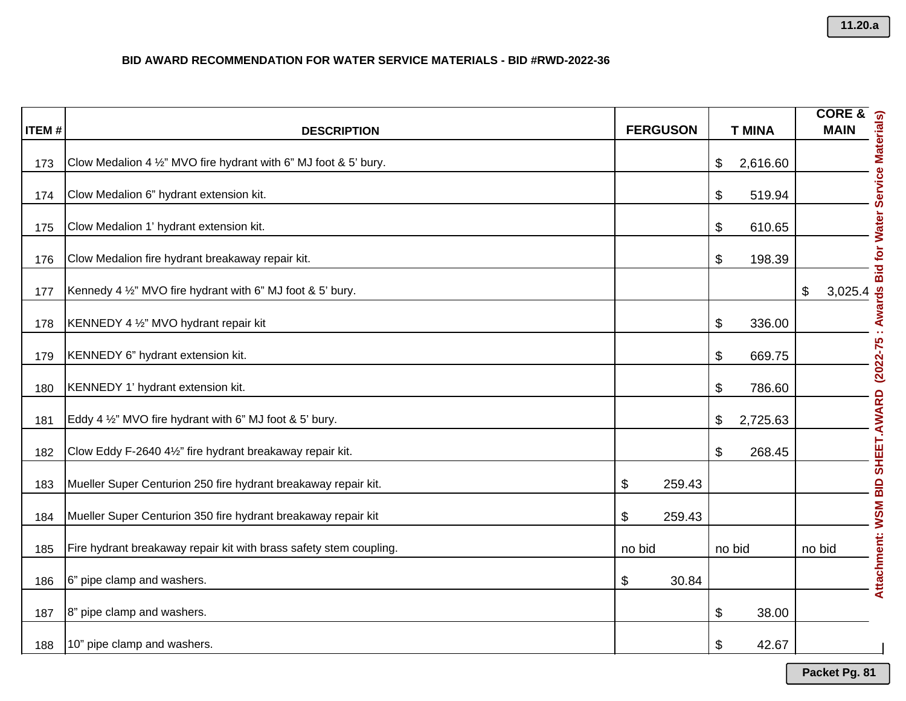**BID AWARD RECOMMENDATION FOR WATER SERVICE MATERIALS - BID #RWD-2022-36**

| ITEM # | DESCRIPTION | FERGUSON | T MINA | CORE & MAIN |
|---|---|---|---|---|
| 173 | Clow Medalion 4 ½" MVO fire hydrant with 6" MJ foot & 5' bury. | | $ 2,616.60 | |
| 174 | Clow Medalion 6" hydrant extension kit. | | $ 519.94 | |
| 175 | Clow Medalion 1' hydrant extension kit. | | $ 610.65 | |
| 176 | Clow Medalion fire hydrant breakaway repair kit. | | $ 198.39 | |
| 177 | Kennedy 4 ½" MVO fire hydrant with 6" MJ foot & 5' bury. | | | $ 3,025.4 |
| 178 | KENNEDY 4 ½" MVO hydrant repair kit | | $ 336.00 | |
| 179 | KENNEDY 6" hydrant extension kit. | | $ 669.75 | |
| 180 | KENNEDY 1' hydrant extension kit. | | $ 786.60 | |
| 181 | Eddy 4 ½" MVO fire hydrant with 6" MJ foot & 5' bury. | | $ 2,725.63 | |
| 182 | Clow Eddy F-2640 4½" fire hydrant breakaway repair kit. | | $ 268.45 | |
| 183 | Mueller Super Centurion 250 fire hydrant breakaway repair kit. | $ 259.43 | | |
| 184 | Mueller Super Centurion 350 fire hydrant breakaway repair kit | $ 259.43 | | |
| 185 | Fire hydrant breakaway repair kit with brass safety stem coupling. | no bid | no bid | no bid |
| 186 | 6" pipe clamp and washers. | $ 30.84 | | |
| 187 | 8" pipe clamp and washers. | | $ 38.00 | |
| 188 | 10" pipe clamp and washers. | | $ 42.67 | |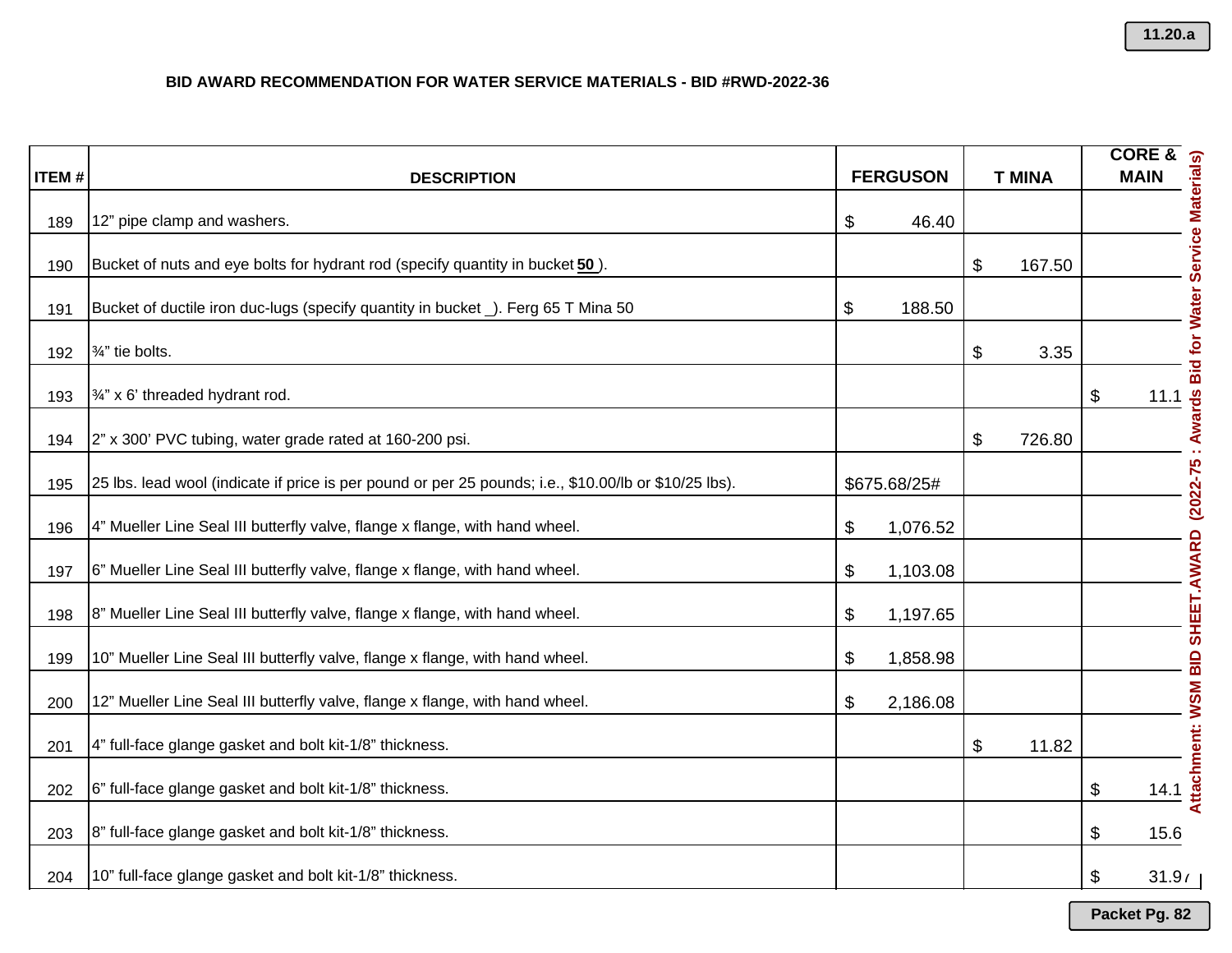## BID AWARD RECOMMENDATION FOR WATER SERVICE MATERIALS - BID #RWD-2022-36

| ITEM # | DESCRIPTION | FERGUSON | T MINA | CORE & MAIN |
|---|---|---|---|---|
| 189 | 12" pipe clamp and washers. | $ 46.40 | | |
| 190 | Bucket of nuts and eye bolts for hydrant rod (specify quantity in bucket **50** ). | | $ 167.50 | |
| 191 | Bucket of ductile iron duc-lugs (specify quantity in bucket _). Ferg 65 T Mina 50 | $ 188.50 | | |
| 192 | ¾" tie bolts. | | $ 3.35 | |
| 193 | ¾" x 6' threaded hydrant rod. | | | $ 11.1 |
| 194 | 2" x 300' PVC tubing, water grade rated at 160-200 psi. | | $ 726.80 | |
| 195 | 25 lbs. lead wool (indicate if price is per pound or per 25 pounds; i.e., $10.00/lb or $10/25 lbs). | $675.68/25# | | |
| 196 | 4" Mueller Line Seal III butterfly valve, flange x flange, with hand wheel. | $ 1,076.52 | | |
| 197 | 6" Mueller Line Seal III butterfly valve, flange x flange, with hand wheel. | $ 1,103.08 | | |
| 198 | 8" Mueller Line Seal III butterfly valve, flange x flange, with hand wheel. | $ 1,197.65 | | |
| 199 | 10" Mueller Line Seal III butterfly valve, flange x flange, with hand wheel. | $ 1,858.98 | | |
| 200 | 12" Mueller Line Seal III butterfly valve, flange x flange, with hand wheel. | $ 2,186.08 | | |
| 201 | 4" full-face glange gasket and bolt kit-1/8" thickness. | | $ 11.82 | |
| 202 | 6" full-face glange gasket and bolt kit-1/8" thickness. | | | $ 14.1 |
| 203 | 8" full-face glange gasket and bolt kit-1/8" thickness. | | | $ 15.6 |
| 204 | 10" full-face glange gasket and bolt kit-1/8" thickness. | | | $ 31.97 |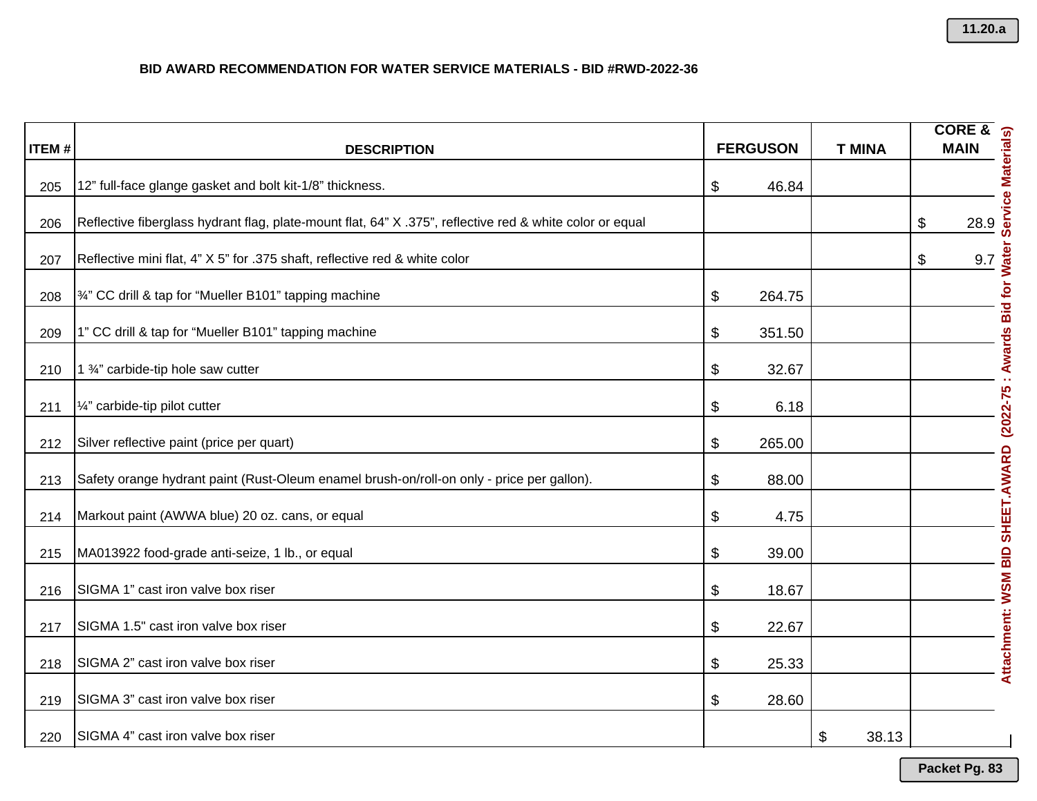**BID AWARD RECOMMENDATION FOR WATER SERVICE MATERIALS - BID #RWD-2022-36**

| ITEM # | DESCRIPTION | FERGUSON | T MINA | CORE & MAIN |
|---|---|---|---|---|
| 205 | 12" full-face glange gasket and bolt kit-1/8" thickness. | $ 46.84 | | |
| 206 | Reflective fiberglass hydrant flag, plate-mount flat, 64" X .375", reflective red & white color or equal | | | $ 28.9 |
| 207 | Reflective mini flat, 4" X 5" for .375 shaft, reflective red & white color | | | $ 9.7 |
| 208 | ¾" CC drill & tap for "Mueller B101" tapping machine | $ 264.75 | | |
| 209 | 1" CC drill & tap for "Mueller B101" tapping machine | $ 351.50 | | |
| 210 | 1 ¾" carbide-tip hole saw cutter | $ 32.67 | | |
| 211 | ¼" carbide-tip pilot cutter | $ 6.18 | | |
| 212 | Silver reflective paint (price per quart) | $ 265.00 | | |
| 213 | Safety orange hydrant paint (Rust-Oleum enamel brush-on/roll-on only - price per gallon). | $ 88.00 | | |
| 214 | Markout paint (AWWA blue) 20 oz. cans, or equal | $ 4.75 | | |
| 215 | MA013922 food-grade anti-seize, 1 lb., or equal | $ 39.00 | | |
| 216 | SIGMA 1" cast iron valve box riser | $ 18.67 | | |
| 217 | SIGMA 1.5" cast iron valve box riser | $ 22.67 | | |
| 218 | SIGMA 2" cast iron valve box riser | $ 25.33 | | |
| 219 | SIGMA 3" cast iron valve box riser | $ 28.60 | | |
| 220 | SIGMA 4" cast iron valve box riser | | $ 38.13 | |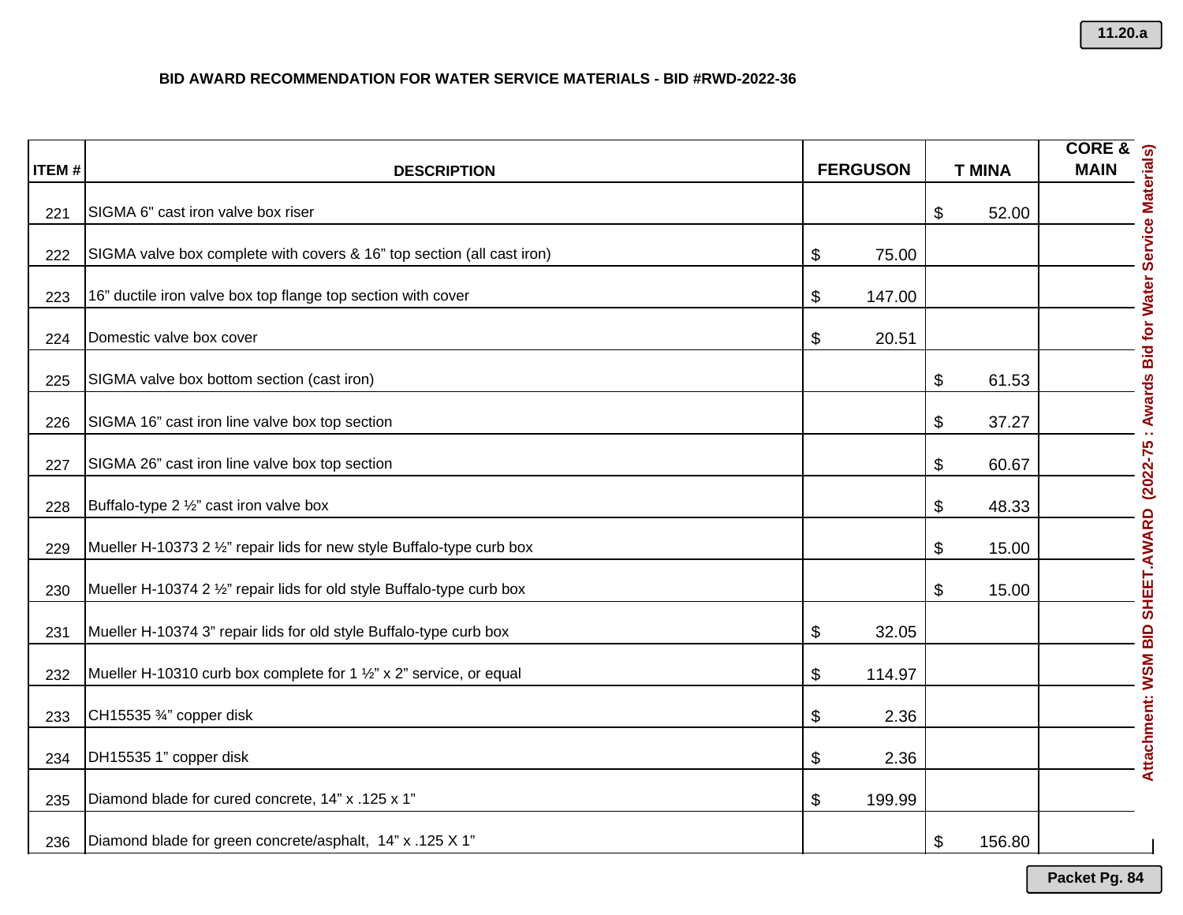**BID AWARD RECOMMENDATION FOR WATER SERVICE MATERIALS - BID #RWD-2022-36**

| ITEM # | DESCRIPTION | FERGUSON | T MINA | CORE & MAIN |
|---|---|---|---|---|
| 221 | SIGMA 6" cast iron valve box riser | | $ 52.00 | |
| 222 | SIGMA valve box complete with covers & 16" top section (all cast iron) | $ 75.00 | | |
| 223 | 16" ductile iron valve box top flange top section with cover | $ 147.00 | | |
| 224 | Domestic valve box cover | $ 20.51 | | |
| 225 | SIGMA valve box bottom section (cast iron) | | $ 61.53 | |
| 226 | SIGMA 16" cast iron line valve box top section | | $ 37.27 | |
| 227 | SIGMA 26" cast iron line valve box top section | | $ 60.67 | |
| 228 | Buffalo-type 2 ½" cast iron valve box | | $ 48.33 | |
| 229 | Mueller H-10373 2 ½" repair lids for new style Buffalo-type curb box | | $ 15.00 | |
| 230 | Mueller H-10374 2 ½" repair lids for old style Buffalo-type curb box | | $ 15.00 | |
| 231 | Mueller H-10374 3" repair lids for old style Buffalo-type curb box | $ 32.05 | | |
| 232 | Mueller H-10310 curb box complete for 1 ½" x 2" service, or equal | $ 114.97 | | |
| 233 | CH15535 ¾" copper disk | $ 2.36 | | |
| 234 | DH15535 1" copper disk | $ 2.36 | | |
| 235 | Diamond blade for cured concrete, 14" x .125 x 1" | $ 199.99 | | |
| 236 | Diamond blade for green concrete/asphalt, 14" x .125 X 1" | | $ 156.80 | |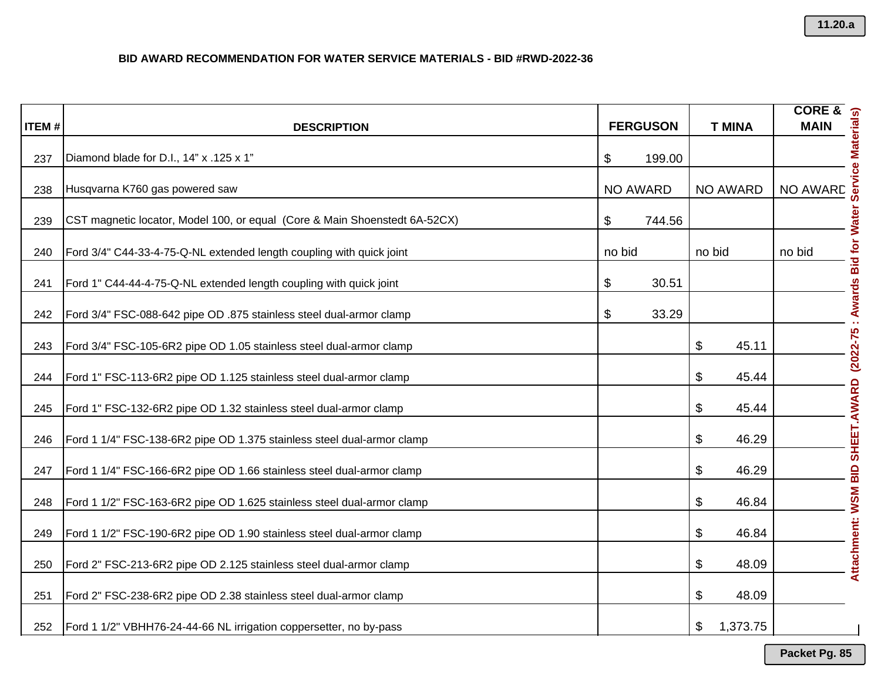**BID AWARD RECOMMENDATION FOR WATER SERVICE MATERIALS - BID #RWD-2022-36**

| ITEM # | DESCRIPTION | FERGUSON | T MINA | CORE & MAIN |
|---|---|---|---|---|
| 237 | Diamond blade for D.I., 14" x .125 x 1" | $ 199.00 | | |
| 238 | Husqvarna K760 gas powered saw | NO AWARD | NO AWARD | NO AWARD |
| 239 | CST magnetic locator, Model 100, or equal (Core & Main Shoenstedt 6A-52CX) | $ 744.56 | | |
| 240 | Ford 3/4" C44-33-4-75-Q-NL extended length coupling with quick joint | no bid | no bid | no bid |
| 241 | Ford 1" C44-44-4-75-Q-NL extended length coupling with quick joint | $ 30.51 | | |
| 242 | Ford 3/4" FSC-088-642 pipe OD .875 stainless steel dual-armor clamp | $ 33.29 | | |
| 243 | Ford 3/4" FSC-105-6R2 pipe OD 1.05 stainless steel dual-armor clamp | | $ 45.11 | |
| 244 | Ford 1" FSC-113-6R2 pipe OD 1.125 stainless steel dual-armor clamp | | $ 45.44 | |
| 245 | Ford 1" FSC-132-6R2 pipe OD 1.32 stainless steel dual-armor clamp | | $ 45.44 | |
| 246 | Ford 1 1/4" FSC-138-6R2 pipe OD 1.375 stainless steel dual-armor clamp | | $ 46.29 | |
| 247 | Ford 1 1/4" FSC-166-6R2 pipe OD 1.66 stainless steel dual-armor clamp | | $ 46.29 | |
| 248 | Ford 1 1/2" FSC-163-6R2 pipe OD 1.625 stainless steel dual-armor clamp | | $ 46.84 | |
| 249 | Ford 1 1/2" FSC-190-6R2 pipe OD 1.90 stainless steel dual-armor clamp | | $ 46.84 | |
| 250 | Ford 2" FSC-213-6R2 pipe OD 2.125 stainless steel dual-armor clamp | | $ 48.09 | |
| 251 | Ford 2" FSC-238-6R2 pipe OD 2.38 stainless steel dual-armor clamp | | $ 48.09 | |
| 252 | Ford 1 1/2" VBHH76-24-44-66 NL irrigation coppersetter, no by-pass | | $ 1,373.75 | |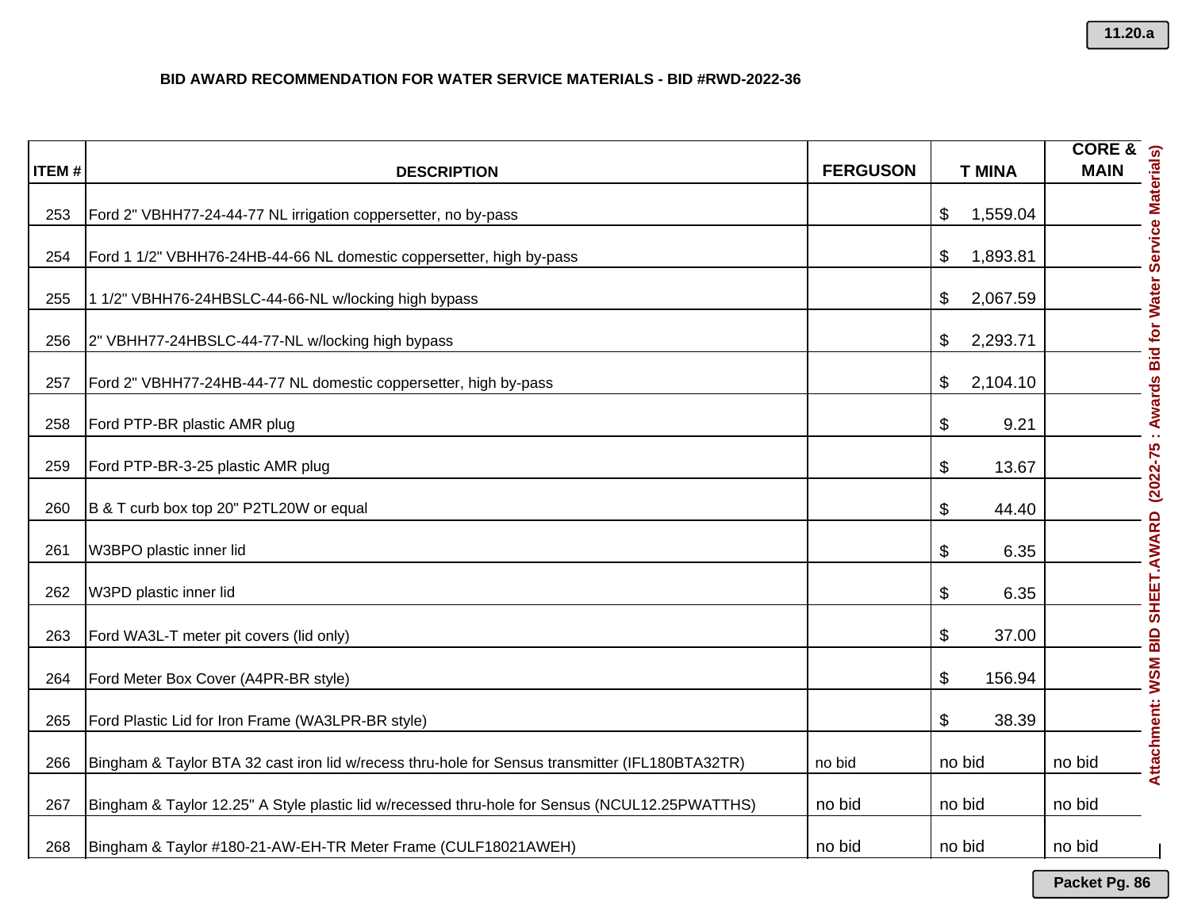**BID AWARD RECOMMENDATION FOR WATER SERVICE MATERIALS - BID #RWD-2022-36**

| ITEM # | DESCRIPTION | FERGUSON | T MINA | CORE & MAIN |
|---|---|---|---|---|
| 253 | Ford 2" VBHH77-24-44-77 NL irrigation coppersetter, no by-pass | | $ 1,559.04 | |
| 254 | Ford 1 1/2" VBHH76-24HB-44-66 NL domestic coppersetter, high by-pass | | $ 1,893.81 | |
| 255 | 1 1/2" VBHH76-24HBSLC-44-66-NL w/locking high bypass | | $ 2,067.59 | |
| 256 | 2" VBHH77-24HBSLC-44-77-NL w/locking high bypass | | $ 2,293.71 | |
| 257 | Ford 2" VBHH77-24HB-44-77 NL domestic coppersetter, high by-pass | | $ 2,104.10 | |
| 258 | Ford PTP-BR plastic AMR plug | | $ 9.21 | |
| 259 | Ford PTP-BR-3-25 plastic AMR plug | | $ 13.67 | |
| 260 | B & T curb box top 20" P2TL20W or equal | | $ 44.40 | |
| 261 | W3BPO plastic inner lid | | $ 6.35 | |
| 262 | W3PD plastic inner lid | | $ 6.35 | |
| 263 | Ford WA3L-T meter pit covers (lid only) | | $ 37.00 | |
| 264 | Ford Meter Box Cover (A4PR-BR style) | | $ 156.94 | |
| 265 | Ford Plastic Lid for Iron Frame (WA3LPR-BR style) | | $ 38.39 | |
| 266 | Bingham & Taylor BTA 32 cast iron lid w/recess thru-hole for Sensus transmitter (IFL180BTA32TR) | no bid | no bid | no bid |
| 267 | Bingham & Taylor 12.25" A Style plastic lid w/recessed thru-hole for Sensus (NCUL12.25PWATTHS) | no bid | no bid | no bid |
| 268 | Bingham & Taylor #180-21-AW-EH-TR Meter Frame (CULF18021AWEH) | no bid | no bid | no bid |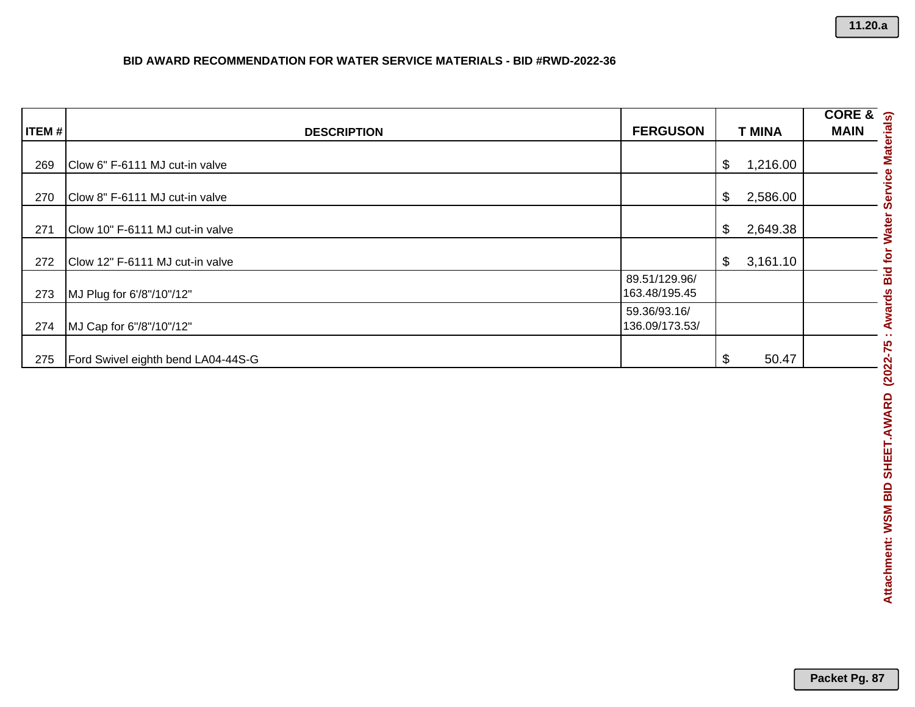**BID AWARD RECOMMENDATION FOR WATER SERVICE MATERIALS - BID #RWD-2022-36**

| ITEM # | DESCRIPTION | FERGUSON | T MINA | CORE & MAIN |
|---|---|---|---|---|
| 269 | Clow 6" F-6111 MJ cut-in valve | | $ 1,216.00 | |
| 270 | Clow 8" F-6111 MJ cut-in valve | | $ 2,586.00 | |
| 271 | Clow 10" F-6111 MJ cut-in valve | | $ 2,649.38 | |
| 272 | Clow 12" F-6111 MJ cut-in valve | | $ 3,161.10 | |
| 273 | MJ Plug for 6'/8"/10"/12" | 89.51/129.96/ 163.48/195.45 | | |
| 274 | MJ Cap for 6"/8"/10"/12" | 59.36/93.16/ 136.09/173.53/ | | |
| 275 | Ford Swivel eighth bend LA04-44S-G | | $ 50.47 | |